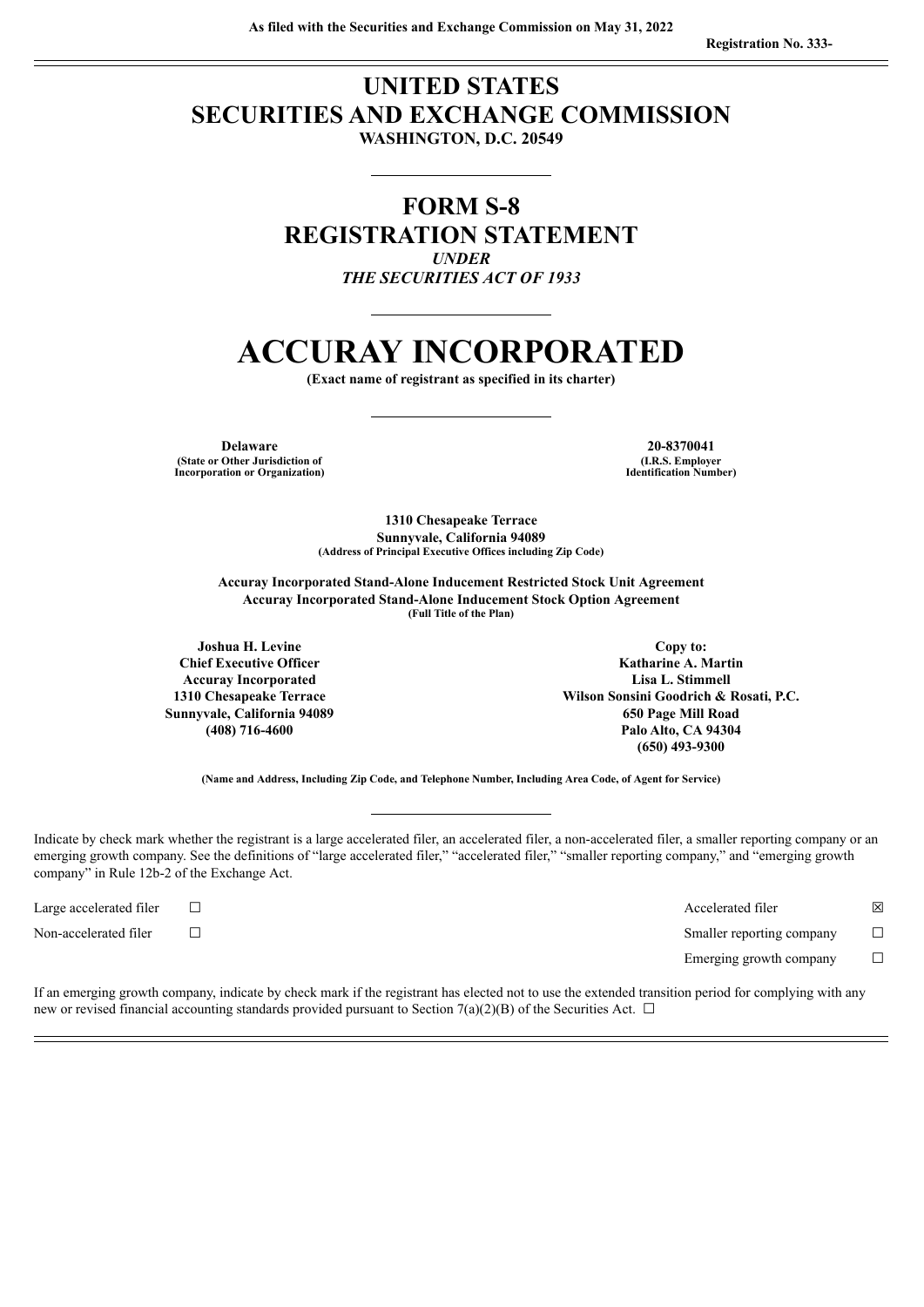As filed with the Securities and Exchange Commission on May 31, 2022

Registration No. 333-

# UNITED STATES
# SECURITIES AND EXCHANGE COMMISSION
**WASHINGTON, D.C. 20549**

## FORM S-8
## REGISTRATION STATEMENT
*UNDER*
*THE SECURITIES ACT OF 1933*

# ACCURAY INCORPORATED
**(Exact name of registrant as specified in its charter)**

| | |
|---|---|
| **Delaware** | **20-8370041** |
| **(State or Other Jurisdiction of Incorporation or Organization)** | **(I.R.S. Employer Identification Number)** |

**1310 Chesapeake Terrace**
**Sunnyvale, California 94089**
**(Address of Principal Executive Offices including Zip Code)**

**Accuray Incorporated Stand-Alone Inducement Restricted Stock Unit Agreement**
**Accuray Incorporated Stand-Alone Inducement Stock Option Agreement**
**(Full Title of the Plan)**

| | |
|---|---|
| **Joshua H. Levine** | **Copy to:** |
| **Chief Executive Officer** | **Katharine A. Martin** |
| **Accuray Incorporated** | **Lisa L. Stimmell** |
| **1310 Chesapeake Terrace** | **Wilson Sonsini Goodrich & Rosati, P.C.** |
| **Sunnyvale, California 94089** | **650 Page Mill Road** |
| **(408) 716-4600** | **Palo Alto, CA 94304** |
| | **(650) 493-9300** |

**(Name and Address, Including Zip Code, and Telephone Number, Including Area Code, of Agent for Service)**

Indicate by check mark whether the registrant is a large accelerated filer, an accelerated filer, a non-accelerated filer, a smaller reporting company or an emerging growth company. See the definitions of "large accelerated filer," "accelerated filer," "smaller reporting company," and "emerging growth company" in Rule 12b-2 of the Exchange Act.

| | | | |
|---|---|---|---|
| Large accelerated filer | ☐ | Accelerated filer | ☒ |
| Non-accelerated filer | ☐ | Smaller reporting company | ☐ |
| | | Emerging growth company | ☐ |

If an emerging growth company, indicate by check mark if the registrant has elected not to use the extended transition period for complying with any new or revised financial accounting standards provided pursuant to Section 7(a)(2)(B) of the Securities Act. ☐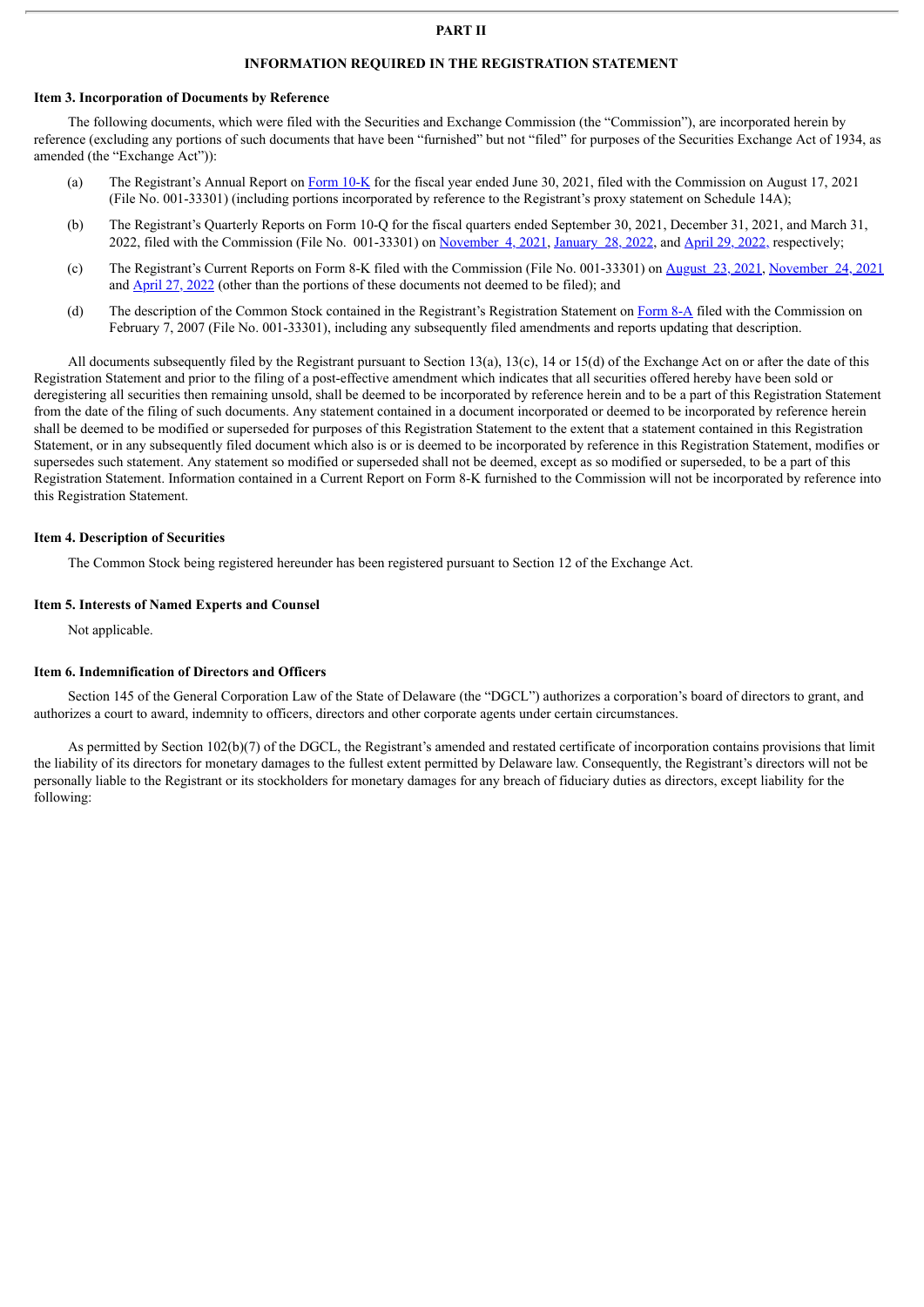# PART II

## INFORMATION REQUIRED IN THE REGISTRATION STATEMENT

**Item 3. Incorporation of Documents by Reference**

The following documents, which were filed with the Securities and Exchange Commission (the "Commission"), are incorporated herein by reference (excluding any portions of such documents that have been "furnished" but not "filed" for purposes of the Securities Exchange Act of 1934, as amended (the "Exchange Act")):

(a) The Registrant's Annual Report on Form 10-K for the fiscal year ended June 30, 2021, filed with the Commission on August 17, 2021 (File No. 001-33301) (including portions incorporated by reference to the Registrant's proxy statement on Schedule 14A);

(b) The Registrant's Quarterly Reports on Form 10-Q for the fiscal quarters ended September 30, 2021, December 31, 2021, and March 31, 2022, filed with the Commission (File No. 001-33301) on November 4, 2021, January 28, 2022, and April 29, 2022, respectively;

(c) The Registrant's Current Reports on Form 8-K filed with the Commission (File No. 001-33301) on August 23, 2021, November 24, 2021 and April 27, 2022 (other than the portions of these documents not deemed to be filed); and

(d) The description of the Common Stock contained in the Registrant's Registration Statement on Form 8-A filed with the Commission on February 7, 2007 (File No. 001-33301), including any subsequently filed amendments and reports updating that description.

All documents subsequently filed by the Registrant pursuant to Section 13(a), 13(c), 14 or 15(d) of the Exchange Act on or after the date of this Registration Statement and prior to the filing of a post-effective amendment which indicates that all securities offered hereby have been sold or deregistering all securities then remaining unsold, shall be deemed to be incorporated by reference herein and to be a part of this Registration Statement from the date of the filing of such documents. Any statement contained in a document incorporated or deemed to be incorporated by reference herein shall be deemed to be modified or superseded for purposes of this Registration Statement to the extent that a statement contained in this Registration Statement, or in any subsequently filed document which also is or is deemed to be incorporated by reference in this Registration Statement, modifies or supersedes such statement. Any statement so modified or superseded shall not be deemed, except as so modified or superseded, to be a part of this Registration Statement. Information contained in a Current Report on Form 8-K furnished to the Commission will not be incorporated by reference into this Registration Statement.

**Item 4. Description of Securities**

The Common Stock being registered hereunder has been registered pursuant to Section 12 of the Exchange Act.

**Item 5. Interests of Named Experts and Counsel**

Not applicable.

**Item 6. Indemnification of Directors and Officers**

Section 145 of the General Corporation Law of the State of Delaware (the "DGCL") authorizes a corporation's board of directors to grant, and authorizes a court to award, indemnity to officers, directors and other corporate agents under certain circumstances.

As permitted by Section 102(b)(7) of the DGCL, the Registrant's amended and restated certificate of incorporation contains provisions that limit the liability of its directors for monetary damages to the fullest extent permitted by Delaware law. Consequently, the Registrant's directors will not be personally liable to the Registrant or its stockholders for monetary damages for any breach of fiduciary duties as directors, except liability for the following: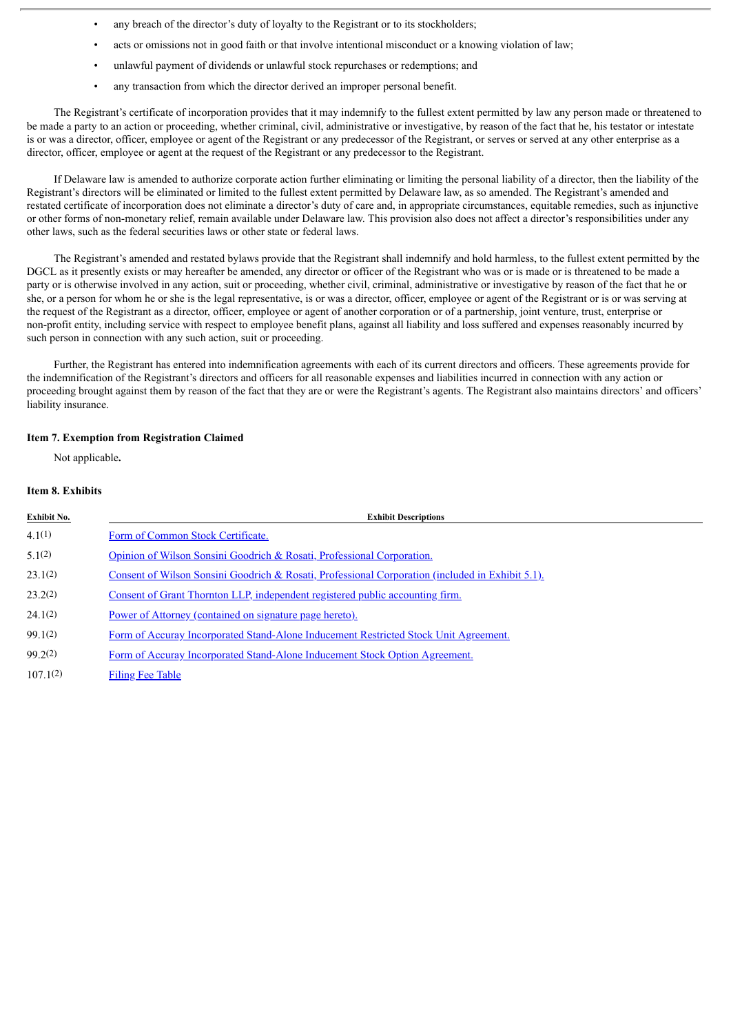- any breach of the director's duty of loyalty to the Registrant or to its stockholders;
- acts or omissions not in good faith or that involve intentional misconduct or a knowing violation of law;
- unlawful payment of dividends or unlawful stock repurchases or redemptions; and
- any transaction from which the director derived an improper personal benefit.

The Registrant's certificate of incorporation provides that it may indemnify to the fullest extent permitted by law any person made or threatened to be made a party to an action or proceeding, whether criminal, civil, administrative or investigative, by reason of the fact that he, his testator or intestate is or was a director, officer, employee or agent of the Registrant or any predecessor of the Registrant, or serves or served at any other enterprise as a director, officer, employee or agent at the request of the Registrant or any predecessor to the Registrant.

If Delaware law is amended to authorize corporate action further eliminating or limiting the personal liability of a director, then the liability of the Registrant's directors will be eliminated or limited to the fullest extent permitted by Delaware law, as so amended. The Registrant's amended and restated certificate of incorporation does not eliminate a director's duty of care and, in appropriate circumstances, equitable remedies, such as injunctive or other forms of non-monetary relief, remain available under Delaware law. This provision also does not affect a director's responsibilities under any other laws, such as the federal securities laws or other state or federal laws.

The Registrant's amended and restated bylaws provide that the Registrant shall indemnify and hold harmless, to the fullest extent permitted by the DGCL as it presently exists or may hereafter be amended, any director or officer of the Registrant who was or is made or is threatened to be made a party or is otherwise involved in any action, suit or proceeding, whether civil, criminal, administrative or investigative by reason of the fact that he or she, or a person for whom he or she is the legal representative, is or was a director, officer, employee or agent of the Registrant or is or was serving at the request of the Registrant as a director, officer, employee or agent of another corporation or of a partnership, joint venture, trust, enterprise or non-profit entity, including service with respect to employee benefit plans, against all liability and loss suffered and expenses reasonably incurred by such person in connection with any such action, suit or proceeding.

Further, the Registrant has entered into indemnification agreements with each of its current directors and officers. These agreements provide for the indemnification of the Registrant's directors and officers for all reasonable expenses and liabilities incurred in connection with any action or proceeding brought against them by reason of the fact that they are or were the Registrant's agents. The Registrant also maintains directors' and officers' liability insurance.

### Item 7. Exemption from Registration Claimed

Not applicable**.**

### Item 8. Exhibits

| Exhibit No. | Exhibit Descriptions |
|---|---|
| 4.1(1) | Form of Common Stock Certificate. |
| 5.1(2) | Opinion of Wilson Sonsini Goodrich & Rosati, Professional Corporation. |
| 23.1(2) | Consent of Wilson Sonsini Goodrich & Rosati, Professional Corporation (included in Exhibit 5.1). |
| 23.2(2) | Consent of Grant Thornton LLP, independent registered public accounting firm. |
| 24.1(2) | Power of Attorney (contained on signature page hereto). |
| 99.1(2) | Form of Accuray Incorporated Stand-Alone Inducement Restricted Stock Unit Agreement. |
| 99.2(2) | Form of Accuray Incorporated Stand-Alone Inducement Stock Option Agreement. |
| 107.1(2) | Filing Fee Table |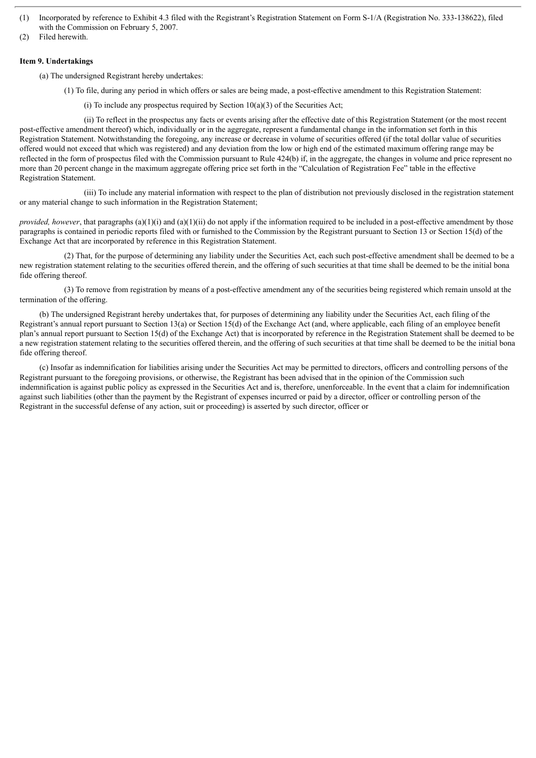(1) Incorporated by reference to Exhibit 4.3 filed with the Registrant's Registration Statement on Form S-1/A (Registration No. 333-138622), filed with the Commission on February 5, 2007.

(2) Filed herewith.

**Item 9. Undertakings**

(a) The undersigned Registrant hereby undertakes:

(1) To file, during any period in which offers or sales are being made, a post-effective amendment to this Registration Statement:

(i) To include any prospectus required by Section 10(a)(3) of the Securities Act;

(ii) To reflect in the prospectus any facts or events arising after the effective date of this Registration Statement (or the most recent post-effective amendment thereof) which, individually or in the aggregate, represent a fundamental change in the information set forth in this Registration Statement. Notwithstanding the foregoing, any increase or decrease in volume of securities offered (if the total dollar value of securities offered would not exceed that which was registered) and any deviation from the low or high end of the estimated maximum offering range may be reflected in the form of prospectus filed with the Commission pursuant to Rule 424(b) if, in the aggregate, the changes in volume and price represent no more than 20 percent change in the maximum aggregate offering price set forth in the "Calculation of Registration Fee" table in the effective Registration Statement.

(iii) To include any material information with respect to the plan of distribution not previously disclosed in the registration statement or any material change to such information in the Registration Statement;

*provided, however*, that paragraphs (a)(1)(i) and (a)(1)(ii) do not apply if the information required to be included in a post-effective amendment by those paragraphs is contained in periodic reports filed with or furnished to the Commission by the Registrant pursuant to Section 13 or Section 15(d) of the Exchange Act that are incorporated by reference in this Registration Statement.

(2) That, for the purpose of determining any liability under the Securities Act, each such post-effective amendment shall be deemed to be a new registration statement relating to the securities offered therein, and the offering of such securities at that time shall be deemed to be the initial bona fide offering thereof.

(3) To remove from registration by means of a post-effective amendment any of the securities being registered which remain unsold at the termination of the offering.

(b) The undersigned Registrant hereby undertakes that, for purposes of determining any liability under the Securities Act, each filing of the Registrant's annual report pursuant to Section 13(a) or Section 15(d) of the Exchange Act (and, where applicable, each filing of an employee benefit plan's annual report pursuant to Section 15(d) of the Exchange Act) that is incorporated by reference in the Registration Statement shall be deemed to be a new registration statement relating to the securities offered therein, and the offering of such securities at that time shall be deemed to be the initial bona fide offering thereof.

(c) Insofar as indemnification for liabilities arising under the Securities Act may be permitted to directors, officers and controlling persons of the Registrant pursuant to the foregoing provisions, or otherwise, the Registrant has been advised that in the opinion of the Commission such indemnification is against public policy as expressed in the Securities Act and is, therefore, unenforceable. In the event that a claim for indemnification against such liabilities (other than the payment by the Registrant of expenses incurred or paid by a director, officer or controlling person of the Registrant in the successful defense of any action, suit or proceeding) is asserted by such director, officer or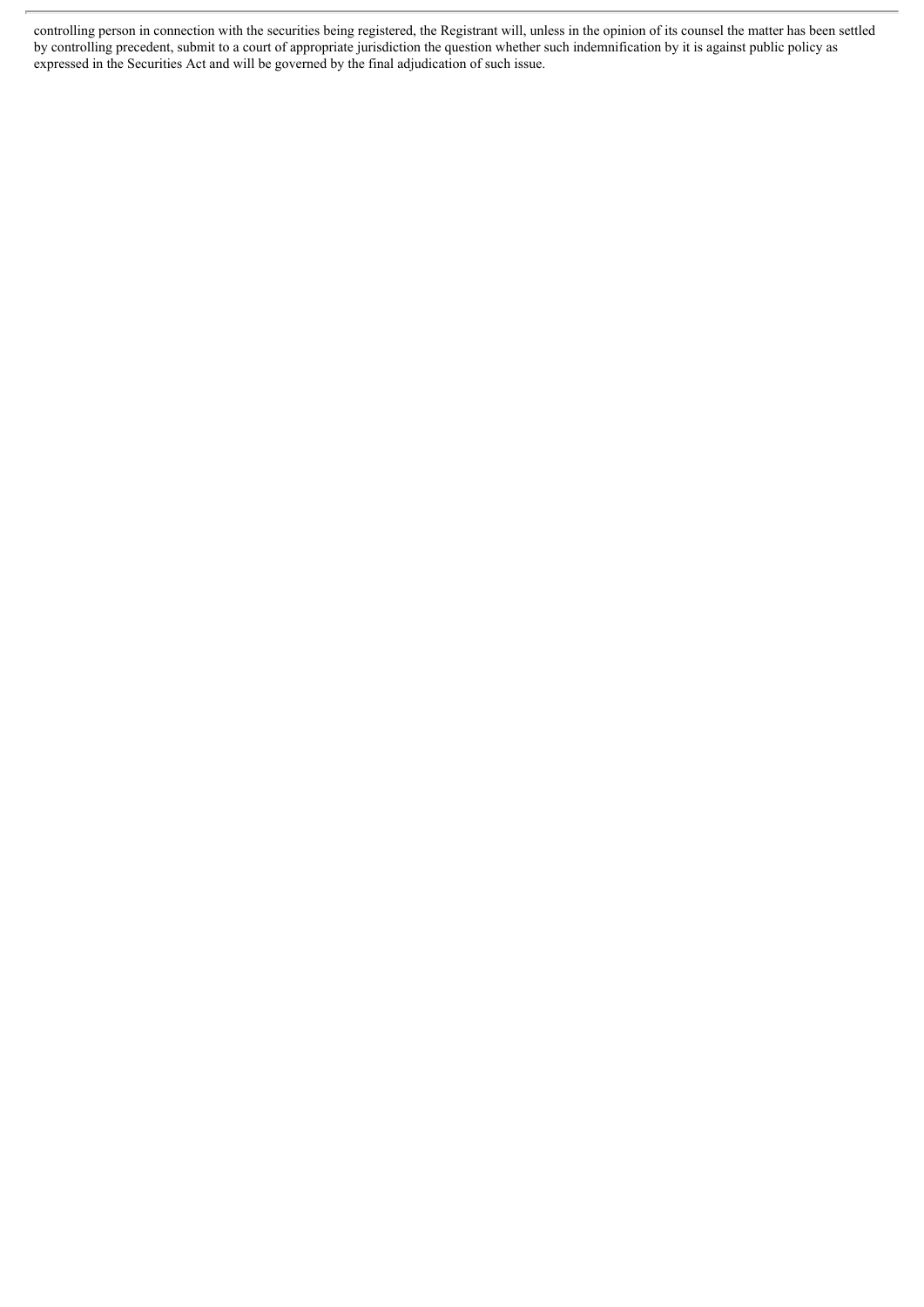controlling person in connection with the securities being registered, the Registrant will, unless in the opinion of its counsel the matter has been settled by controlling precedent, submit to a court of appropriate jurisdiction the question whether such indemnification by it is against public policy as expressed in the Securities Act and will be governed by the final adjudication of such issue.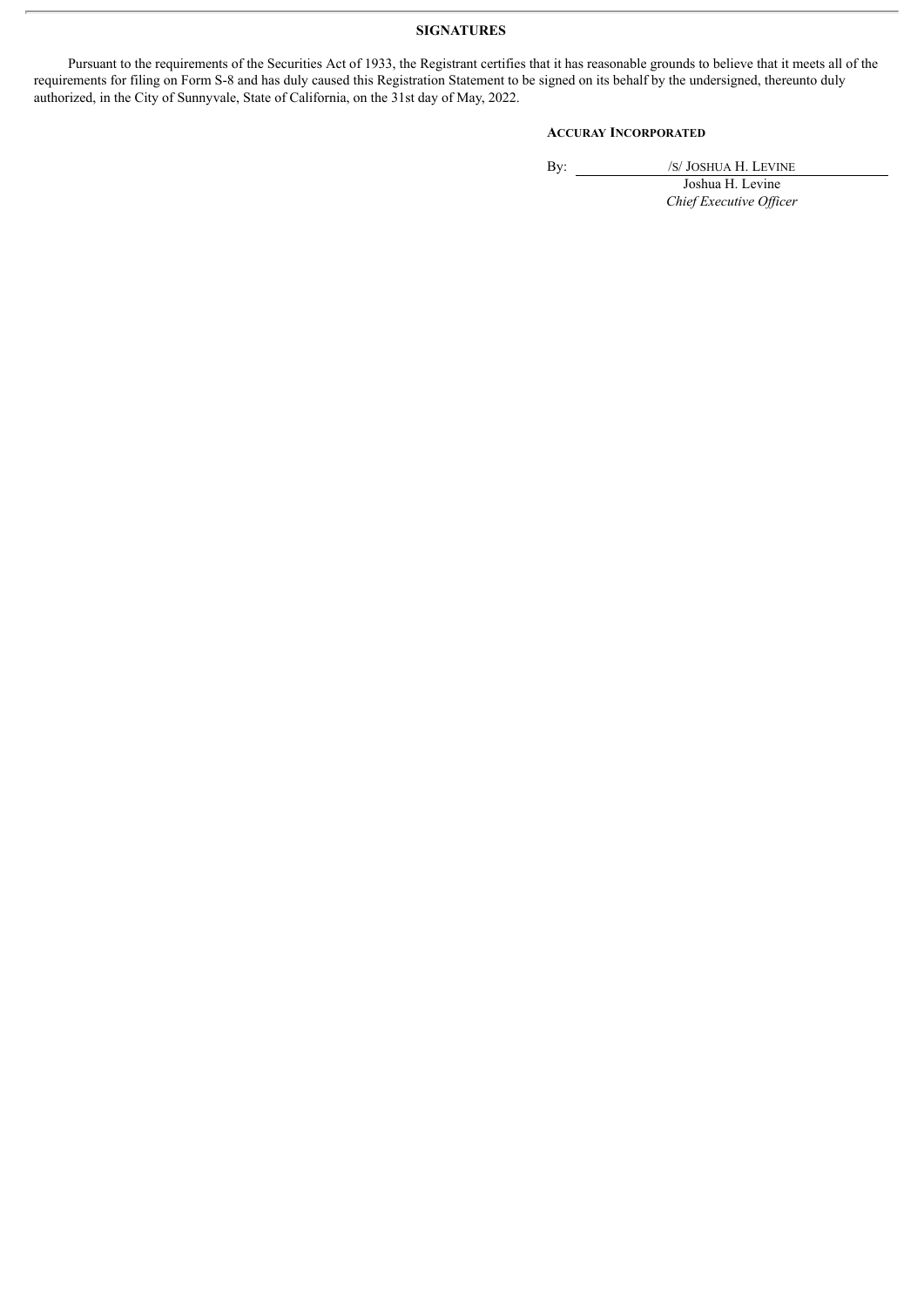## SIGNATURES

Pursuant to the requirements of the Securities Act of 1933, the Registrant certifies that it has reasonable grounds to believe that it meets all of the requirements for filing on Form S-8 and has duly caused this Registration Statement to be signed on its behalf by the undersigned, thereunto duly authorized, in the City of Sunnyvale, State of California, on the 31st day of May, 2022.

**ACCURAY INCORPORATED**

By: /S/ JOSHUA H. LEVINE

Joshua H. Levine

*Chief Executive Officer*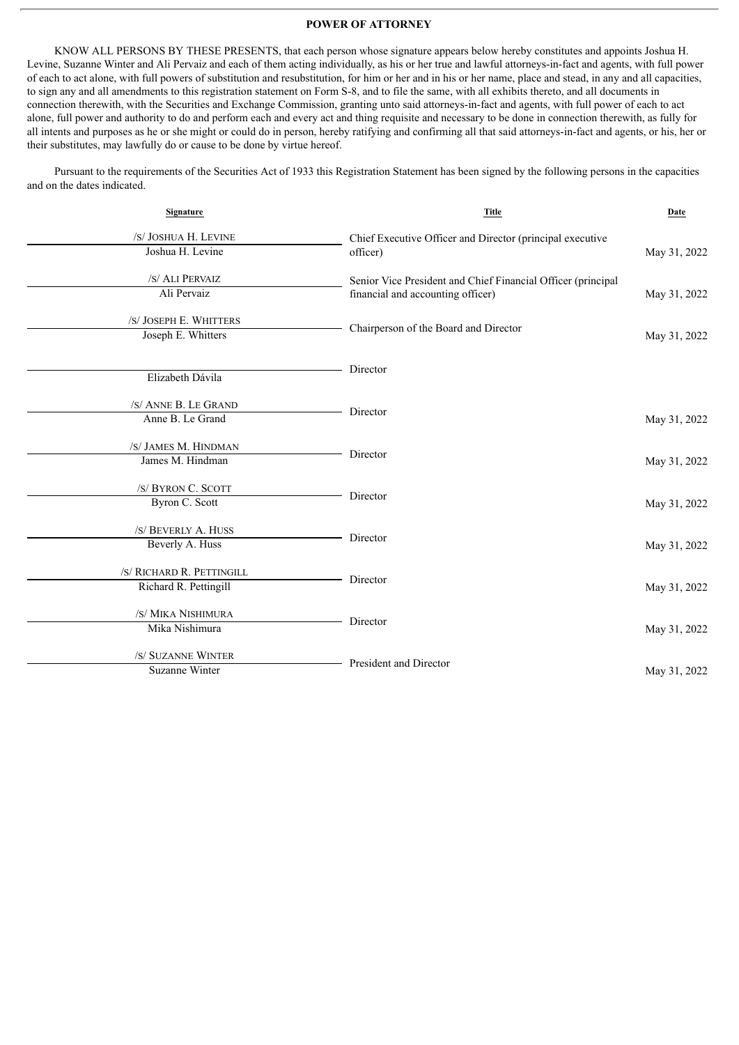# POWER OF ATTORNEY

KNOW ALL PERSONS BY THESE PRESENTS, that each person whose signature appears below hereby constitutes and appoints Joshua H. Levine, Suzanne Winter and Ali Pervaiz and each of them acting individually, as his or her true and lawful attorneys-in-fact and agents, with full power of each to act alone, with full powers of substitution and resubstitution, for him or her and in his or her name, place and stead, in any and all capacities, to sign any and all amendments to this registration statement on Form S-8, and to file the same, with all exhibits thereto, and all documents in connection therewith, with the Securities and Exchange Commission, granting unto said attorneys-in-fact and agents, with full power of each to act alone, full power and authority to do and perform each and every act and thing requisite and necessary to be done in connection therewith, as fully for all intents and purposes as he or she might or could do in person, hereby ratifying and confirming all that said attorneys-in-fact and agents, or his, her or their substitutes, may lawfully do or cause to be done by virtue hereof.

Pursuant to the requirements of the Securities Act of 1933 this Registration Statement has been signed by the following persons in the capacities and on the dates indicated.

| Signature | Title | Date |
|---|---|---|
| /S/ JOSHUA H. LEVINE<br>Joshua H. Levine | Chief Executive Officer and Director (principal executive officer) | May 31, 2022 |
| /S/ ALI PERVAIZ<br>Ali Pervaiz | Senior Vice President and Chief Financial Officer (principal financial and accounting officer) | May 31, 2022 |
| /S/ JOSEPH E. WHITTERS<br>Joseph E. Whitters | Chairperson of the Board and Director | May 31, 2022 |
| Elizabeth Dávila | Director | |
| /S/ ANNE B. LE GRAND<br>Anne B. Le Grand | Director | May 31, 2022 |
| /S/ JAMES M. HINDMAN<br>James M. Hindman | Director | May 31, 2022 |
| /S/ BYRON C. SCOTT<br>Byron C. Scott | Director | May 31, 2022 |
| /S/ BEVERLY A. HUSS<br>Beverly A. Huss | Director | May 31, 2022 |
| /S/ RICHARD R. PETTINGILL<br>Richard R. Pettingill | Director | May 31, 2022 |
| /S/ MIKA NISHIMURA<br>Mika Nishimura | Director | May 31, 2022 |
| /S/ SUZANNE WINTER<br>Suzanne Winter | President and Director | May 31, 2022 |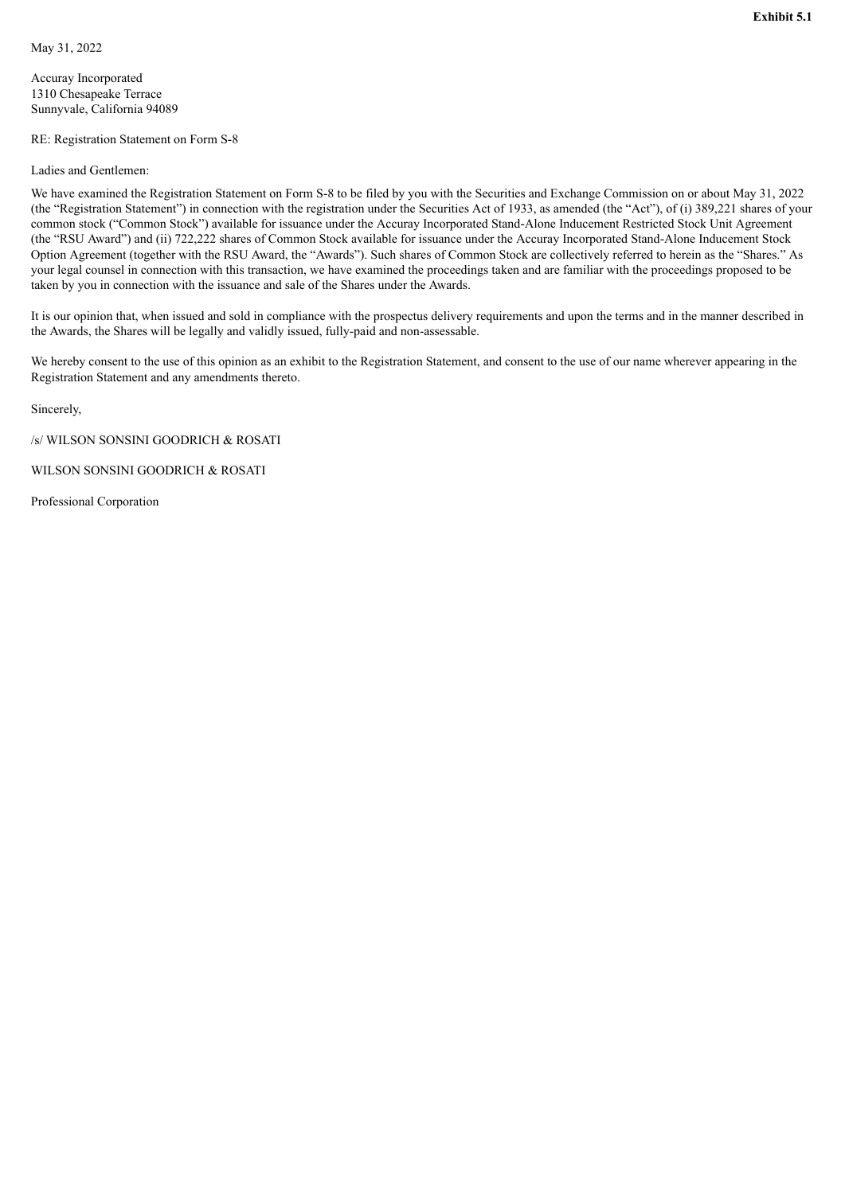**Exhibit 5.1**

May 31, 2022

Accuray Incorporated
1310 Chesapeake Terrace
Sunnyvale, California 94089

RE: Registration Statement on Form S-8

Ladies and Gentlemen:

We have examined the Registration Statement on Form S-8 to be filed by you with the Securities and Exchange Commission on or about May 31, 2022 (the "Registration Statement") in connection with the registration under the Securities Act of 1933, as amended (the "Act"), of (i) 389,221 shares of your common stock ("Common Stock") available for issuance under the Accuray Incorporated Stand-Alone Inducement Restricted Stock Unit Agreement (the "RSU Award") and (ii) 722,222 shares of Common Stock available for issuance under the Accuray Incorporated Stand-Alone Inducement Stock Option Agreement (together with the RSU Award, the "Awards"). Such shares of Common Stock are collectively referred to herein as the "Shares." As your legal counsel in connection with this transaction, we have examined the proceedings taken and are familiar with the proceedings proposed to be taken by you in connection with the issuance and sale of the Shares under the Awards.

It is our opinion that, when issued and sold in compliance with the prospectus delivery requirements and upon the terms and in the manner described in the Awards, the Shares will be legally and validly issued, fully-paid and non-assessable.

We hereby consent to the use of this opinion as an exhibit to the Registration Statement, and consent to the use of our name wherever appearing in the Registration Statement and any amendments thereto.

Sincerely,

/s/ WILSON SONSINI GOODRICH & ROSATI

WILSON SONSINI GOODRICH & ROSATI

Professional Corporation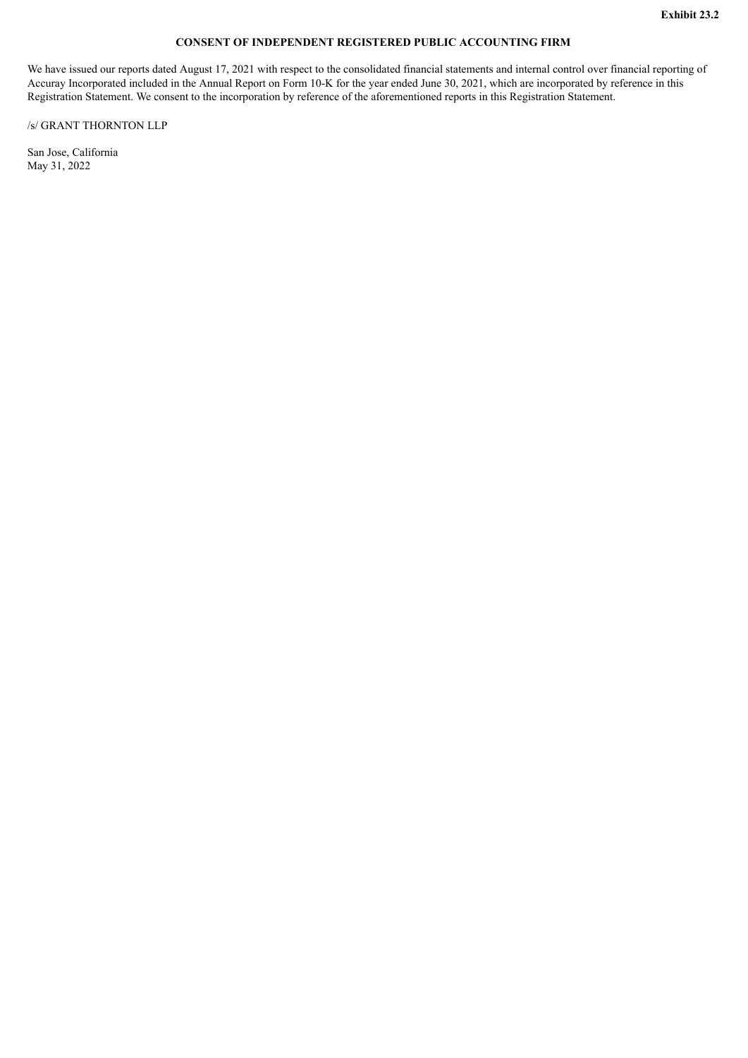**Exhibit 23.2**

# CONSENT OF INDEPENDENT REGISTERED PUBLIC ACCOUNTING FIRM

We have issued our reports dated August 17, 2021 with respect to the consolidated financial statements and internal control over financial reporting of Accuray Incorporated included in the Annual Report on Form 10-K for the year ended June 30, 2021, which are incorporated by reference in this Registration Statement. We consent to the incorporation by reference of the aforementioned reports in this Registration Statement.

/s/ GRANT THORNTON LLP

San Jose, California
May 31, 2022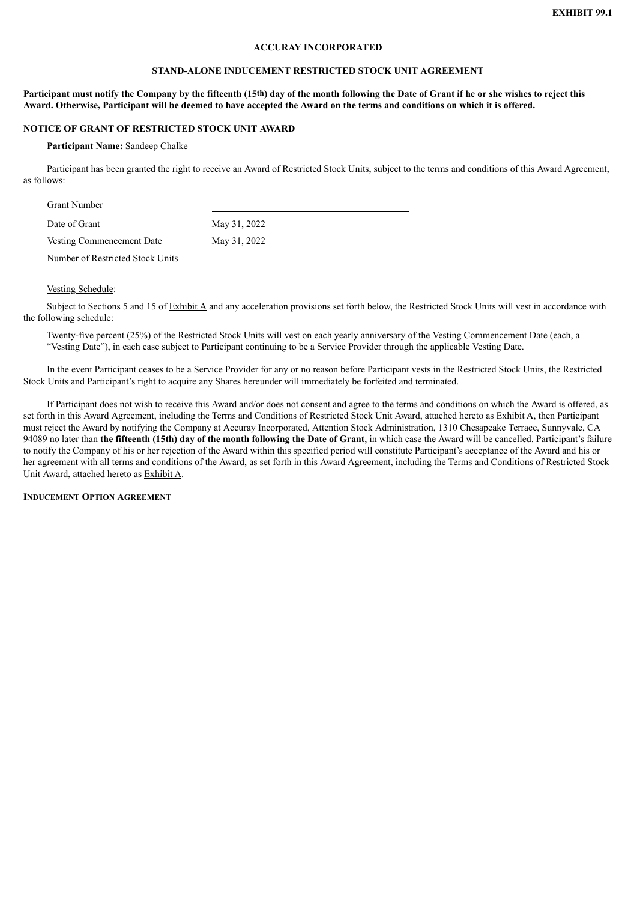**EXHIBIT 99.1**

**ACCURAY INCORPORATED**

**STAND-ALONE INDUCEMENT RESTRICTED STOCK UNIT AGREEMENT**

**Participant must notify the Company by the fifteenth (15th) day of the month following the Date of Grant if he or she wishes to reject this Award. Otherwise, Participant will be deemed to have accepted the Award on the terms and conditions on which it is offered.**

**NOTICE OF GRANT OF RESTRICTED STOCK UNIT AWARD**

**Participant Name:** Sandeep Chalke

Participant has been granted the right to receive an Award of Restricted Stock Units, subject to the terms and conditions of this Award Agreement, as follows:

| | |
|---|---|
| Grant Number | |
| Date of Grant | May 31, 2022 |
| Vesting Commencement Date | May 31, 2022 |
| Number of Restricted Stock Units | |

Vesting Schedule:

Subject to Sections 5 and 15 of Exhibit A and any acceleration provisions set forth below, the Restricted Stock Units will vest in accordance with the following schedule:

Twenty-five percent (25%) of the Restricted Stock Units will vest on each yearly anniversary of the Vesting Commencement Date (each, a "Vesting Date"), in each case subject to Participant continuing to be a Service Provider through the applicable Vesting Date.

In the event Participant ceases to be a Service Provider for any or no reason before Participant vests in the Restricted Stock Units, the Restricted Stock Units and Participant's right to acquire any Shares hereunder will immediately be forfeited and terminated.

If Participant does not wish to receive this Award and/or does not consent and agree to the terms and conditions on which the Award is offered, as set forth in this Award Agreement, including the Terms and Conditions of Restricted Stock Unit Award, attached hereto as Exhibit A, then Participant must reject the Award by notifying the Company at Accuray Incorporated, Attention Stock Administration, 1310 Chesapeake Terrace, Sunnyvale, CA 94089 no later than **the fifteenth (15th) day of the month following the Date of Grant**, in which case the Award will be cancelled. Participant's failure to notify the Company of his or her rejection of the Award within this specified period will constitute Participant's acceptance of the Award and his or her agreement with all terms and conditions of the Award, as set forth in this Award Agreement, including the Terms and Conditions of Restricted Stock Unit Award, attached hereto as Exhibit A.

**INDUCEMENT OPTION AGREEMENT**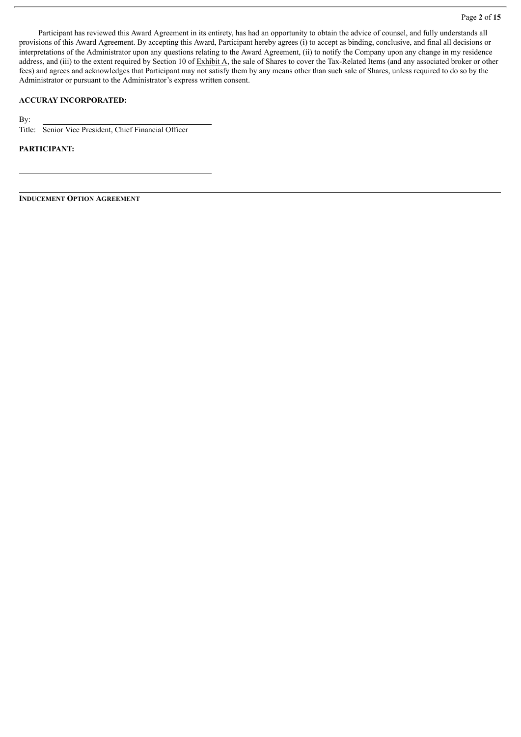Participant has reviewed this Award Agreement in its entirety, has had an opportunity to obtain the advice of counsel, and fully understands all provisions of this Award Agreement. By accepting this Award, Participant hereby agrees (i) to accept as binding, conclusive, and final all decisions or interpretations of the Administrator upon any questions relating to the Award Agreement, (ii) to notify the Company upon any change in my residence address, and (iii) to the extent required by Section 10 of Exhibit A, the sale of Shares to cover the Tax-Related Items (and any associated broker or other fees) and agrees and acknowledges that Participant may not satisfy them by any means other than such sale of Shares, unless required to do so by the Administrator or pursuant to the Administrator's express written consent.

**ACCURAY INCORPORATED:**

By: \_\_\_\_\_\_\_\_\_\_\_\_\_\_\_\_\_\_\_\_\_\_\_\_\_\_\_\_\_\_\_\_\_\_\_\_\_\_\_\_

Title: Senior Vice President, Chief Financial Officer

**PARTICIPANT:**

\_\_\_\_\_\_\_\_\_\_\_\_\_\_\_\_\_\_\_\_\_\_\_\_\_\_\_\_\_\_\_\_\_\_\_\_\_\_\_\_

**INDUCEMENT OPTION AGREEMENT**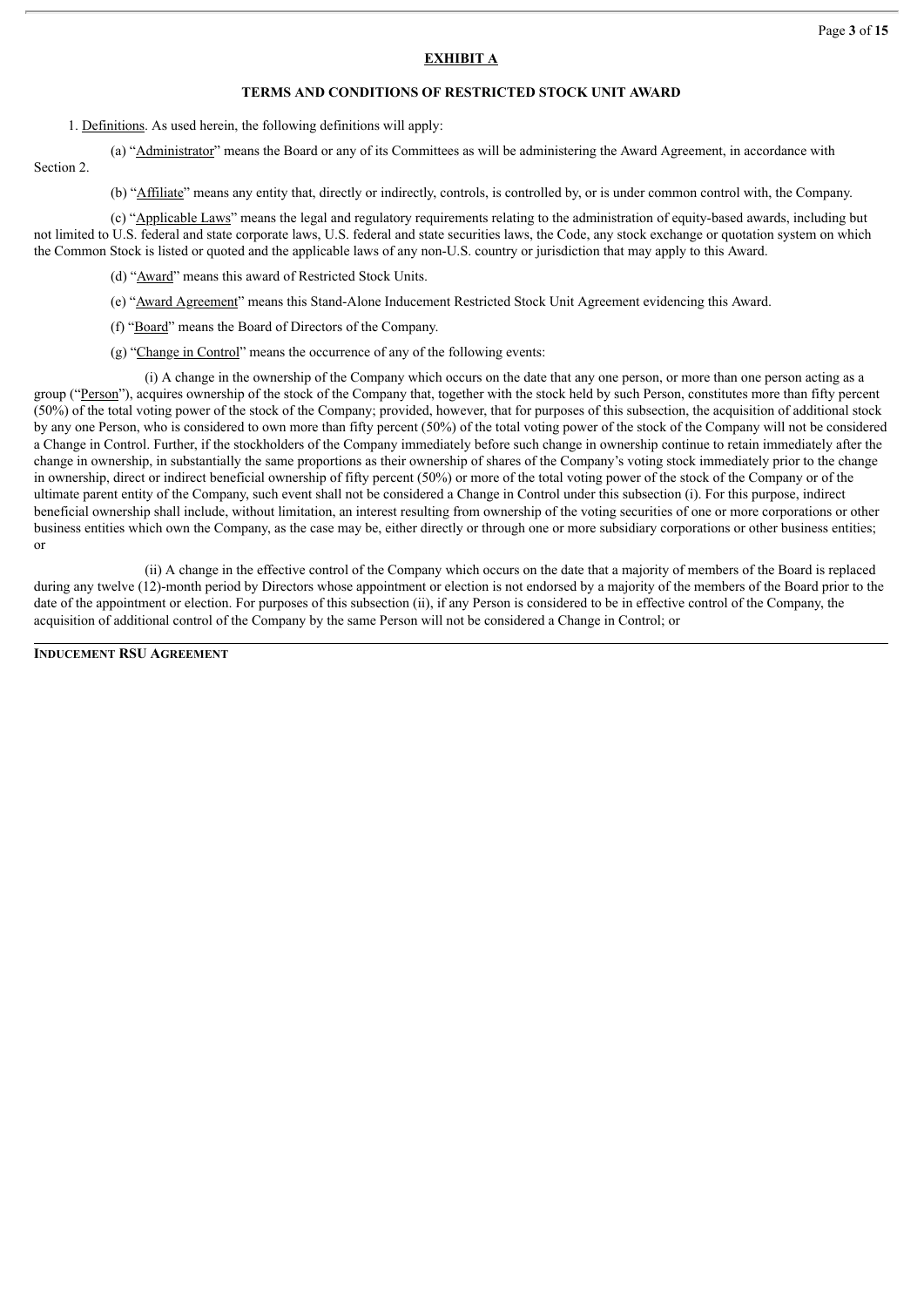## EXHIBIT A

### TERMS AND CONDITIONS OF RESTRICTED STOCK UNIT AWARD

1. Definitions. As used herein, the following definitions will apply:

(a) "Administrator" means the Board or any of its Committees as will be administering the Award Agreement, in accordance with Section 2.

(b) "Affiliate" means any entity that, directly or indirectly, controls, is controlled by, or is under common control with, the Company.

(c) "Applicable Laws" means the legal and regulatory requirements relating to the administration of equity-based awards, including but not limited to U.S. federal and state corporate laws, U.S. federal and state securities laws, the Code, any stock exchange or quotation system on which the Common Stock is listed or quoted and the applicable laws of any non-U.S. country or jurisdiction that may apply to this Award.

(d) "Award" means this award of Restricted Stock Units.

(e) "Award Agreement" means this Stand-Alone Inducement Restricted Stock Unit Agreement evidencing this Award.

(f) "Board" means the Board of Directors of the Company.

(g) "Change in Control" means the occurrence of any of the following events:

(i) A change in the ownership of the Company which occurs on the date that any one person, or more than one person acting as a group ("Person"), acquires ownership of the stock of the Company that, together with the stock held by such Person, constitutes more than fifty percent (50%) of the total voting power of the stock of the Company; provided, however, that for purposes of this subsection, the acquisition of additional stock by any one Person, who is considered to own more than fifty percent (50%) of the total voting power of the stock of the Company will not be considered a Change in Control. Further, if the stockholders of the Company immediately before such change in ownership continue to retain immediately after the change in ownership, in substantially the same proportions as their ownership of shares of the Company's voting stock immediately prior to the change in ownership, direct or indirect beneficial ownership of fifty percent (50%) or more of the total voting power of the stock of the Company or of the ultimate parent entity of the Company, such event shall not be considered a Change in Control under this subsection (i). For this purpose, indirect beneficial ownership shall include, without limitation, an interest resulting from ownership of the voting securities of one or more corporations or other business entities which own the Company, as the case may be, either directly or through one or more subsidiary corporations or other business entities; or

(ii) A change in the effective control of the Company which occurs on the date that a majority of members of the Board is replaced during any twelve (12)-month period by Directors whose appointment or election is not endorsed by a majority of the members of the Board prior to the date of the appointment or election. For purposes of this subsection (ii), if any Person is considered to be in effective control of the Company, the acquisition of additional control of the Company by the same Person will not be considered a Change in Control; or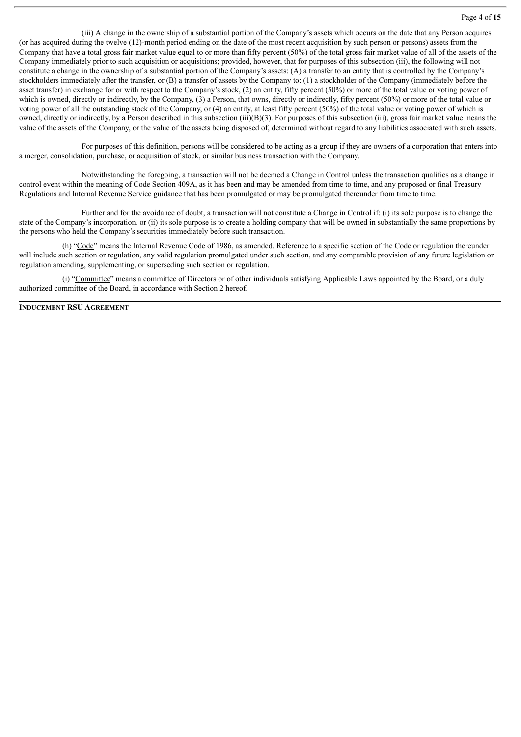(iii) A change in the ownership of a substantial portion of the Company's assets which occurs on the date that any Person acquires (or has acquired during the twelve (12)-month period ending on the date of the most recent acquisition by such person or persons) assets from the Company that have a total gross fair market value equal to or more than fifty percent (50%) of the total gross fair market value of all of the assets of the Company immediately prior to such acquisition or acquisitions; provided, however, that for purposes of this subsection (iii), the following will not constitute a change in the ownership of a substantial portion of the Company's assets: (A) a transfer to an entity that is controlled by the Company's stockholders immediately after the transfer, or (B) a transfer of assets by the Company to: (1) a stockholder of the Company (immediately before the asset transfer) in exchange for or with respect to the Company's stock, (2) an entity, fifty percent (50%) or more of the total value or voting power of which is owned, directly or indirectly, by the Company, (3) a Person, that owns, directly or indirectly, fifty percent (50%) or more of the total value or voting power of all the outstanding stock of the Company, or (4) an entity, at least fifty percent (50%) of the total value or voting power of which is owned, directly or indirectly, by a Person described in this subsection (iii)(B)(3). For purposes of this subsection (iii), gross fair market value means the value of the assets of the Company, or the value of the assets being disposed of, determined without regard to any liabilities associated with such assets.

For purposes of this definition, persons will be considered to be acting as a group if they are owners of a corporation that enters into a merger, consolidation, purchase, or acquisition of stock, or similar business transaction with the Company.

Notwithstanding the foregoing, a transaction will not be deemed a Change in Control unless the transaction qualifies as a change in control event within the meaning of Code Section 409A, as it has been and may be amended from time to time, and any proposed or final Treasury Regulations and Internal Revenue Service guidance that has been promulgated or may be promulgated thereunder from time to time.

Further and for the avoidance of doubt, a transaction will not constitute a Change in Control if: (i) its sole purpose is to change the state of the Company's incorporation, or (ii) its sole purpose is to create a holding company that will be owned in substantially the same proportions by the persons who held the Company's securities immediately before such transaction.

(h) "Code" means the Internal Revenue Code of 1986, as amended. Reference to a specific section of the Code or regulation thereunder will include such section or regulation, any valid regulation promulgated under such section, and any comparable provision of any future legislation or regulation amending, supplementing, or superseding such section or regulation.

(i) "Committee" means a committee of Directors or of other individuals satisfying Applicable Laws appointed by the Board, or a duly authorized committee of the Board, in accordance with Section 2 hereof.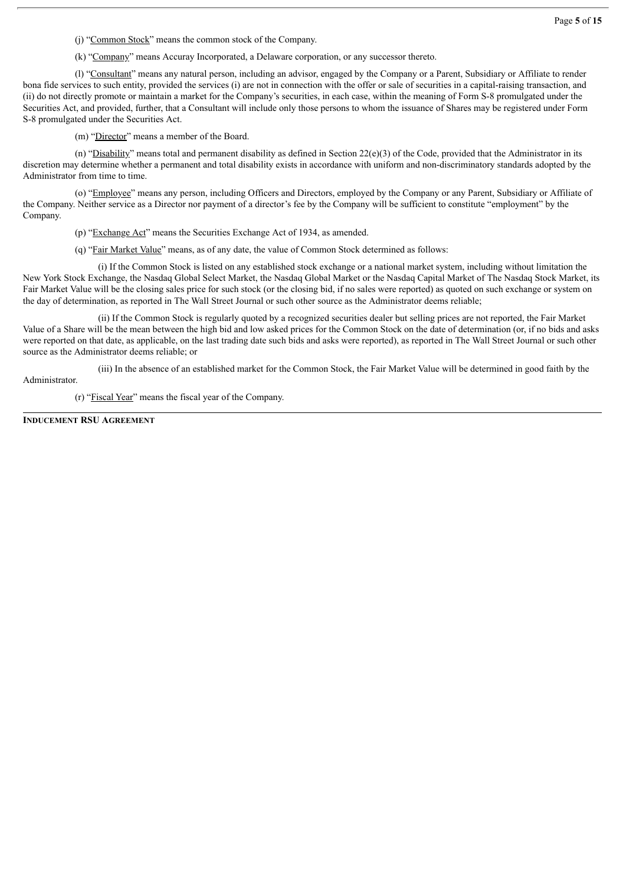(j) "Common Stock" means the common stock of the Company.

(k) "Company" means Accuray Incorporated, a Delaware corporation, or any successor thereto.

(l) "Consultant" means any natural person, including an advisor, engaged by the Company or a Parent, Subsidiary or Affiliate to render bona fide services to such entity, provided the services (i) are not in connection with the offer or sale of securities in a capital-raising transaction, and (ii) do not directly promote or maintain a market for the Company's securities, in each case, within the meaning of Form S-8 promulgated under the Securities Act, and provided, further, that a Consultant will include only those persons to whom the issuance of Shares may be registered under Form S-8 promulgated under the Securities Act.

(m) "Director" means a member of the Board.

(n) "Disability" means total and permanent disability as defined in Section 22(e)(3) of the Code, provided that the Administrator in its discretion may determine whether a permanent and total disability exists in accordance with uniform and non-discriminatory standards adopted by the Administrator from time to time.

(o) "Employee" means any person, including Officers and Directors, employed by the Company or any Parent, Subsidiary or Affiliate of the Company. Neither service as a Director nor payment of a director's fee by the Company will be sufficient to constitute "employment" by the Company.

(p) "Exchange Act" means the Securities Exchange Act of 1934, as amended.

(q) "Fair Market Value" means, as of any date, the value of Common Stock determined as follows:

(i) If the Common Stock is listed on any established stock exchange or a national market system, including without limitation the New York Stock Exchange, the Nasdaq Global Select Market, the Nasdaq Global Market or the Nasdaq Capital Market of The Nasdaq Stock Market, its Fair Market Value will be the closing sales price for such stock (or the closing bid, if no sales were reported) as quoted on such exchange or system on the day of determination, as reported in The Wall Street Journal or such other source as the Administrator deems reliable;

(ii) If the Common Stock is regularly quoted by a recognized securities dealer but selling prices are not reported, the Fair Market Value of a Share will be the mean between the high bid and low asked prices for the Common Stock on the date of determination (or, if no bids and asks were reported on that date, as applicable, on the last trading date such bids and asks were reported), as reported in The Wall Street Journal or such other source as the Administrator deems reliable; or

(iii) In the absence of an established market for the Common Stock, the Fair Market Value will be determined in good faith by the Administrator.

(r) "Fiscal Year" means the fiscal year of the Company.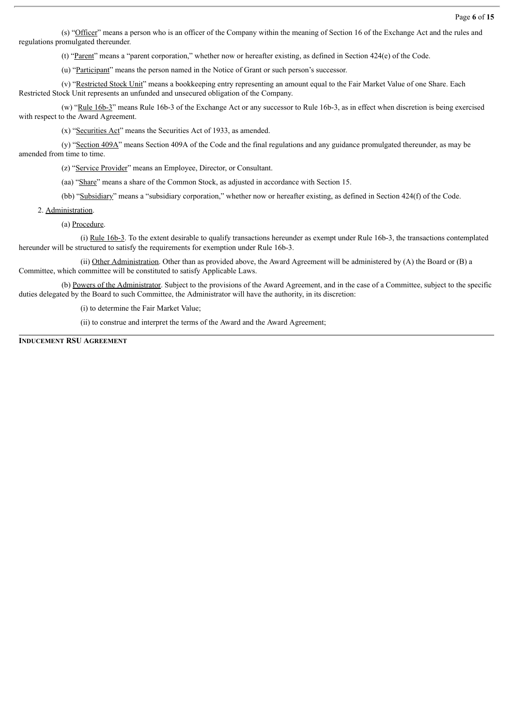(s) "Officer" means a person who is an officer of the Company within the meaning of Section 16 of the Exchange Act and the rules and regulations promulgated thereunder.

(t) "Parent" means a "parent corporation," whether now or hereafter existing, as defined in Section 424(e) of the Code.

(u) "Participant" means the person named in the Notice of Grant or such person's successor.

(v) "Restricted Stock Unit" means a bookkeeping entry representing an amount equal to the Fair Market Value of one Share. Each Restricted Stock Unit represents an unfunded and unsecured obligation of the Company.

(w) "Rule 16b-3" means Rule 16b-3 of the Exchange Act or any successor to Rule 16b-3, as in effect when discretion is being exercised with respect to the Award Agreement.

(x) "Securities Act" means the Securities Act of 1933, as amended.

(y) "Section 409A" means Section 409A of the Code and the final regulations and any guidance promulgated thereunder, as may be amended from time to time.

(z) "Service Provider" means an Employee, Director, or Consultant.

(aa) "Share" means a share of the Common Stock, as adjusted in accordance with Section 15.

(bb) "Subsidiary" means a "subsidiary corporation," whether now or hereafter existing, as defined in Section 424(f) of the Code.

2. Administration.

(a) Procedure.

(i) Rule 16b-3. To the extent desirable to qualify transactions hereunder as exempt under Rule 16b-3, the transactions contemplated hereunder will be structured to satisfy the requirements for exemption under Rule 16b-3.

(ii) Other Administration. Other than as provided above, the Award Agreement will be administered by (A) the Board or (B) a Committee, which committee will be constituted to satisfy Applicable Laws.

(b) Powers of the Administrator. Subject to the provisions of the Award Agreement, and in the case of a Committee, subject to the specific duties delegated by the Board to such Committee, the Administrator will have the authority, in its discretion:

(i) to determine the Fair Market Value;

(ii) to construe and interpret the terms of the Award and the Award Agreement;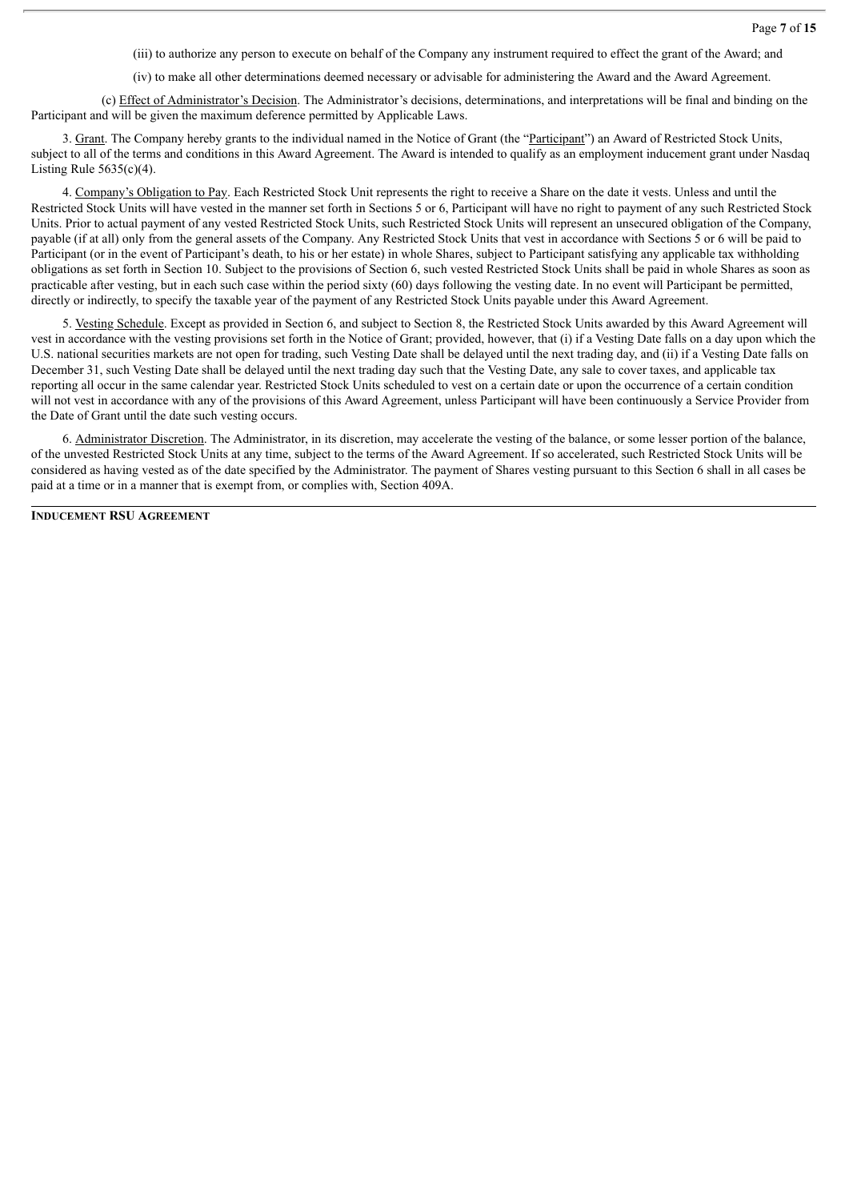(iii) to authorize any person to execute on behalf of the Company any instrument required to effect the grant of the Award; and

(iv) to make all other determinations deemed necessary or advisable for administering the Award and the Award Agreement.

(c) Effect of Administrator's Decision. The Administrator's decisions, determinations, and interpretations will be final and binding on the Participant and will be given the maximum deference permitted by Applicable Laws.

3. Grant. The Company hereby grants to the individual named in the Notice of Grant (the "Participant") an Award of Restricted Stock Units, subject to all of the terms and conditions in this Award Agreement. The Award is intended to qualify as an employment inducement grant under Nasdaq Listing Rule 5635(c)(4).

4. Company's Obligation to Pay. Each Restricted Stock Unit represents the right to receive a Share on the date it vests. Unless and until the Restricted Stock Units will have vested in the manner set forth in Sections 5 or 6, Participant will have no right to payment of any such Restricted Stock Units. Prior to actual payment of any vested Restricted Stock Units, such Restricted Stock Units will represent an unsecured obligation of the Company, payable (if at all) only from the general assets of the Company. Any Restricted Stock Units that vest in accordance with Sections 5 or 6 will be paid to Participant (or in the event of Participant's death, to his or her estate) in whole Shares, subject to Participant satisfying any applicable tax withholding obligations as set forth in Section 10. Subject to the provisions of Section 6, such vested Restricted Stock Units shall be paid in whole Shares as soon as practicable after vesting, but in each such case within the period sixty (60) days following the vesting date. In no event will Participant be permitted, directly or indirectly, to specify the taxable year of the payment of any Restricted Stock Units payable under this Award Agreement.

5. Vesting Schedule. Except as provided in Section 6, and subject to Section 8, the Restricted Stock Units awarded by this Award Agreement will vest in accordance with the vesting provisions set forth in the Notice of Grant; provided, however, that (i) if a Vesting Date falls on a day upon which the U.S. national securities markets are not open for trading, such Vesting Date shall be delayed until the next trading day, and (ii) if a Vesting Date falls on December 31, such Vesting Date shall be delayed until the next trading day such that the Vesting Date, any sale to cover taxes, and applicable tax reporting all occur in the same calendar year. Restricted Stock Units scheduled to vest on a certain date or upon the occurrence of a certain condition will not vest in accordance with any of the provisions of this Award Agreement, unless Participant will have been continuously a Service Provider from the Date of Grant until the date such vesting occurs.

6. Administrator Discretion. The Administrator, in its discretion, may accelerate the vesting of the balance, or some lesser portion of the balance, of the unvested Restricted Stock Units at any time, subject to the terms of the Award Agreement. If so accelerated, such Restricted Stock Units will be considered as having vested as of the date specified by the Administrator. The payment of Shares vesting pursuant to this Section 6 shall in all cases be paid at a time or in a manner that is exempt from, or complies with, Section 409A.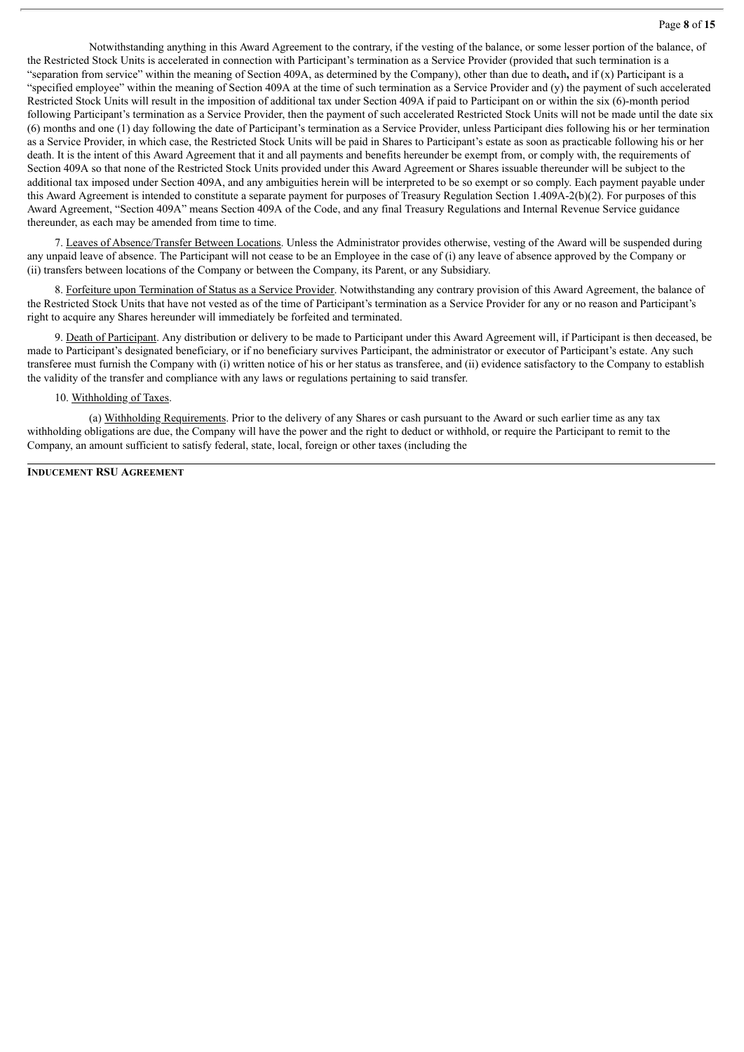Notwithstanding anything in this Award Agreement to the contrary, if the vesting of the balance, or some lesser portion of the balance, of the Restricted Stock Units is accelerated in connection with Participant's termination as a Service Provider (provided that such termination is a "separation from service" within the meaning of Section 409A, as determined by the Company), other than due to death, and if (x) Participant is a "specified employee" within the meaning of Section 409A at the time of such termination as a Service Provider and (y) the payment of such accelerated Restricted Stock Units will result in the imposition of additional tax under Section 409A if paid to Participant on or within the six (6)-month period following Participant's termination as a Service Provider, then the payment of such accelerated Restricted Stock Units will not be made until the date six (6) months and one (1) day following the date of Participant's termination as a Service Provider, unless Participant dies following his or her termination as a Service Provider, in which case, the Restricted Stock Units will be paid in Shares to Participant's estate as soon as practicable following his or her death. It is the intent of this Award Agreement that it and all payments and benefits hereunder be exempt from, or comply with, the requirements of Section 409A so that none of the Restricted Stock Units provided under this Award Agreement or Shares issuable thereunder will be subject to the additional tax imposed under Section 409A, and any ambiguities herein will be interpreted to be so exempt or so comply. Each payment payable under this Award Agreement is intended to constitute a separate payment for purposes of Treasury Regulation Section 1.409A-2(b)(2). For purposes of this Award Agreement, "Section 409A" means Section 409A of the Code, and any final Treasury Regulations and Internal Revenue Service guidance thereunder, as each may be amended from time to time.

7. Leaves of Absence/Transfer Between Locations. Unless the Administrator provides otherwise, vesting of the Award will be suspended during any unpaid leave of absence. The Participant will not cease to be an Employee in the case of (i) any leave of absence approved by the Company or (ii) transfers between locations of the Company or between the Company, its Parent, or any Subsidiary.

8. Forfeiture upon Termination of Status as a Service Provider. Notwithstanding any contrary provision of this Award Agreement, the balance of the Restricted Stock Units that have not vested as of the time of Participant's termination as a Service Provider for any or no reason and Participant's right to acquire any Shares hereunder will immediately be forfeited and terminated.

9. Death of Participant. Any distribution or delivery to be made to Participant under this Award Agreement will, if Participant is then deceased, be made to Participant's designated beneficiary, or if no beneficiary survives Participant, the administrator or executor of Participant's estate. Any such transferee must furnish the Company with (i) written notice of his or her status as transferee, and (ii) evidence satisfactory to the Company to establish the validity of the transfer and compliance with any laws or regulations pertaining to said transfer.

10. Withholding of Taxes.

(a) Withholding Requirements. Prior to the delivery of any Shares or cash pursuant to the Award or such earlier time as any tax withholding obligations are due, the Company will have the power and the right to deduct or withhold, or require the Participant to remit to the Company, an amount sufficient to satisfy federal, state, local, foreign or other taxes (including the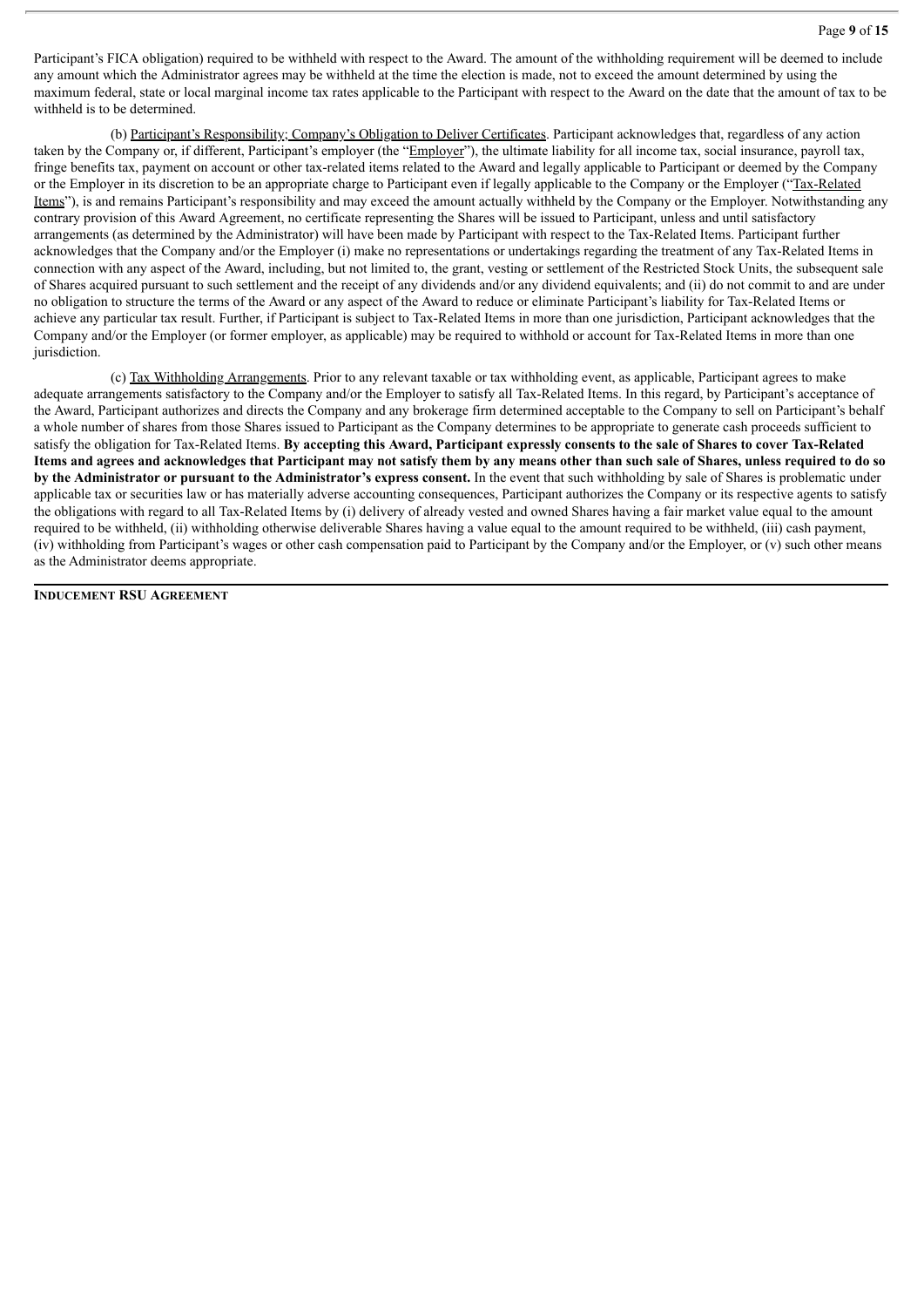Participant's FICA obligation) required to be withheld with respect to the Award. The amount of the withholding requirement will be deemed to include any amount which the Administrator agrees may be withheld at the time the election is made, not to exceed the amount determined by using the maximum federal, state or local marginal income tax rates applicable to the Participant with respect to the Award on the date that the amount of tax to be withheld is to be determined.

(b) Participant's Responsibility; Company's Obligation to Deliver Certificates. Participant acknowledges that, regardless of any action taken by the Company or, if different, Participant's employer (the "Employer"), the ultimate liability for all income tax, social insurance, payroll tax, fringe benefits tax, payment on account or other tax-related items related to the Award and legally applicable to Participant or deemed by the Company or the Employer in its discretion to be an appropriate charge to Participant even if legally applicable to the Company or the Employer ("Tax-Related Items"), is and remains Participant's responsibility and may exceed the amount actually withheld by the Company or the Employer. Notwithstanding any contrary provision of this Award Agreement, no certificate representing the Shares will be issued to Participant, unless and until satisfactory arrangements (as determined by the Administrator) will have been made by Participant with respect to the Tax-Related Items. Participant further acknowledges that the Company and/or the Employer (i) make no representations or undertakings regarding the treatment of any Tax-Related Items in connection with any aspect of the Award, including, but not limited to, the grant, vesting or settlement of the Restricted Stock Units, the subsequent sale of Shares acquired pursuant to such settlement and the receipt of any dividends and/or any dividend equivalents; and (ii) do not commit to and are under no obligation to structure the terms of the Award or any aspect of the Award to reduce or eliminate Participant's liability for Tax-Related Items or achieve any particular tax result. Further, if Participant is subject to Tax-Related Items in more than one jurisdiction, Participant acknowledges that the Company and/or the Employer (or former employer, as applicable) may be required to withhold or account for Tax-Related Items in more than one jurisdiction.

(c) Tax Withholding Arrangements. Prior to any relevant taxable or tax withholding event, as applicable, Participant agrees to make adequate arrangements satisfactory to the Company and/or the Employer to satisfy all Tax-Related Items. In this regard, by Participant's acceptance of the Award, Participant authorizes and directs the Company and any brokerage firm determined acceptable to the Company to sell on Participant's behalf a whole number of shares from those Shares issued to Participant as the Company determines to be appropriate to generate cash proceeds sufficient to satisfy the obligation for Tax-Related Items. **By accepting this Award, Participant expressly consents to the sale of Shares to cover Tax-Related Items and agrees and acknowledges that Participant may not satisfy them by any means other than such sale of Shares, unless required to do so by the Administrator or pursuant to the Administrator's express consent.** In the event that such withholding by sale of Shares is problematic under applicable tax or securities law or has materially adverse accounting consequences, Participant authorizes the Company or its respective agents to satisfy the obligations with regard to all Tax-Related Items by (i) delivery of already vested and owned Shares having a fair market value equal to the amount required to be withheld, (ii) withholding otherwise deliverable Shares having a value equal to the amount required to be withheld, (iii) cash payment, (iv) withholding from Participant's wages or other cash compensation paid to Participant by the Company and/or the Employer, or (v) such other means as the Administrator deems appropriate.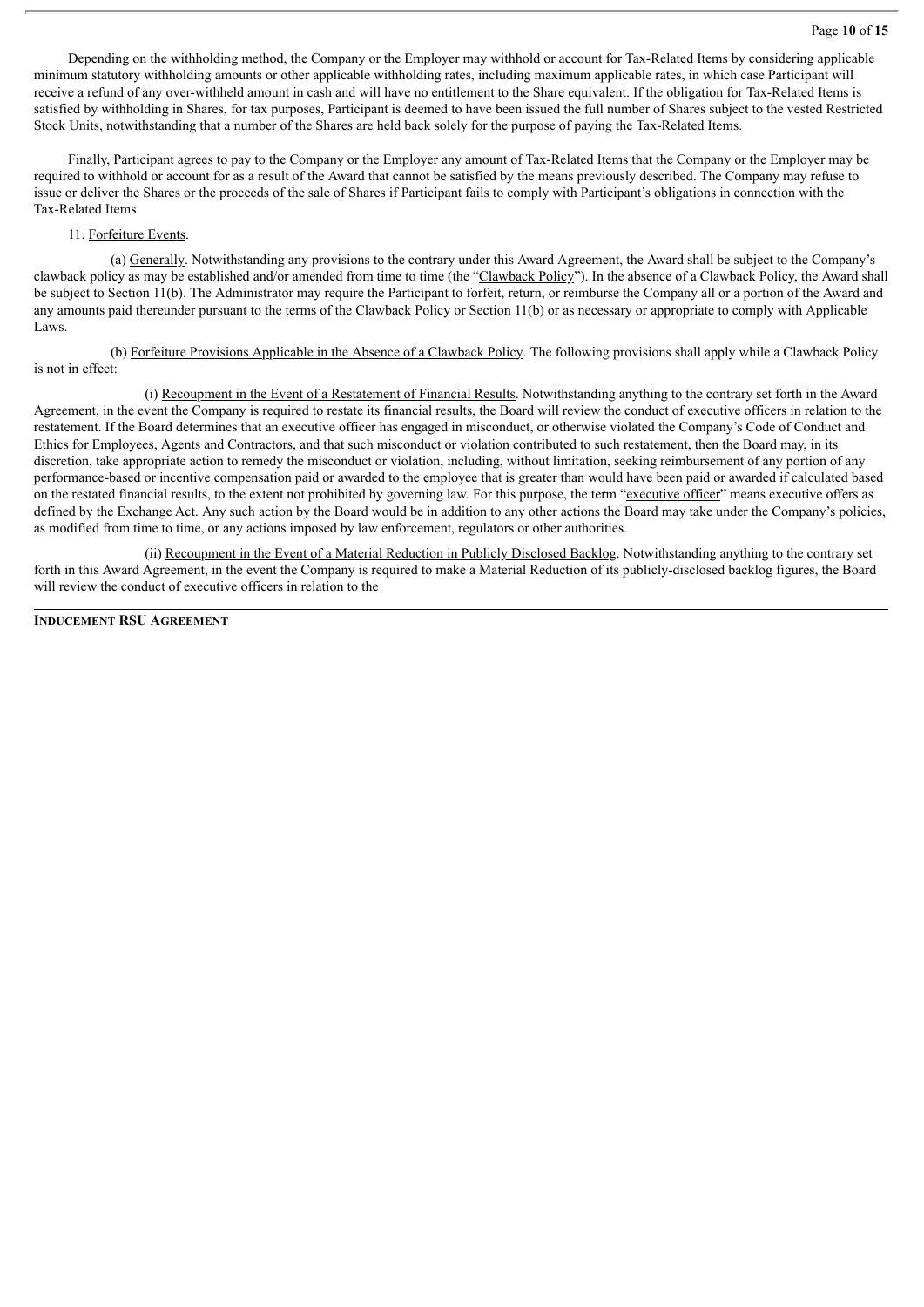Depending on the withholding method, the Company or the Employer may withhold or account for Tax-Related Items by considering applicable minimum statutory withholding amounts or other applicable withholding rates, including maximum applicable rates, in which case Participant will receive a refund of any over-withheld amount in cash and will have no entitlement to the Share equivalent. If the obligation for Tax-Related Items is satisfied by withholding in Shares, for tax purposes, Participant is deemed to have been issued the full number of Shares subject to the vested Restricted Stock Units, notwithstanding that a number of the Shares are held back solely for the purpose of paying the Tax-Related Items.

Finally, Participant agrees to pay to the Company or the Employer any amount of Tax-Related Items that the Company or the Employer may be required to withhold or account for as a result of the Award that cannot be satisfied by the means previously described. The Company may refuse to issue or deliver the Shares or the proceeds of the sale of Shares if Participant fails to comply with Participant's obligations in connection with the Tax-Related Items.

11. Forfeiture Events.

(a) Generally. Notwithstanding any provisions to the contrary under this Award Agreement, the Award shall be subject to the Company's clawback policy as may be established and/or amended from time to time (the "Clawback Policy"). In the absence of a Clawback Policy, the Award shall be subject to Section 11(b). The Administrator may require the Participant to forfeit, return, or reimburse the Company all or a portion of the Award and any amounts paid thereunder pursuant to the terms of the Clawback Policy or Section 11(b) or as necessary or appropriate to comply with Applicable Laws.

(b) Forfeiture Provisions Applicable in the Absence of a Clawback Policy. The following provisions shall apply while a Clawback Policy is not in effect:

(i) Recoupment in the Event of a Restatement of Financial Results. Notwithstanding anything to the contrary set forth in the Award Agreement, in the event the Company is required to restate its financial results, the Board will review the conduct of executive officers in relation to the restatement. If the Board determines that an executive officer has engaged in misconduct, or otherwise violated the Company's Code of Conduct and Ethics for Employees, Agents and Contractors, and that such misconduct or violation contributed to such restatement, then the Board may, in its discretion, take appropriate action to remedy the misconduct or violation, including, without limitation, seeking reimbursement of any portion of any performance-based or incentive compensation paid or awarded to the employee that is greater than would have been paid or awarded if calculated based on the restated financial results, to the extent not prohibited by governing law. For this purpose, the term "executive officer" means executive offers as defined by the Exchange Act. Any such action by the Board would be in addition to any other actions the Board may take under the Company's policies, as modified from time to time, or any actions imposed by law enforcement, regulators or other authorities.

(ii) Recoupment in the Event of a Material Reduction in Publicly Disclosed Backlog. Notwithstanding anything to the contrary set forth in this Award Agreement, in the event the Company is required to make a Material Reduction of its publicly-disclosed backlog figures, the Board will review the conduct of executive officers in relation to the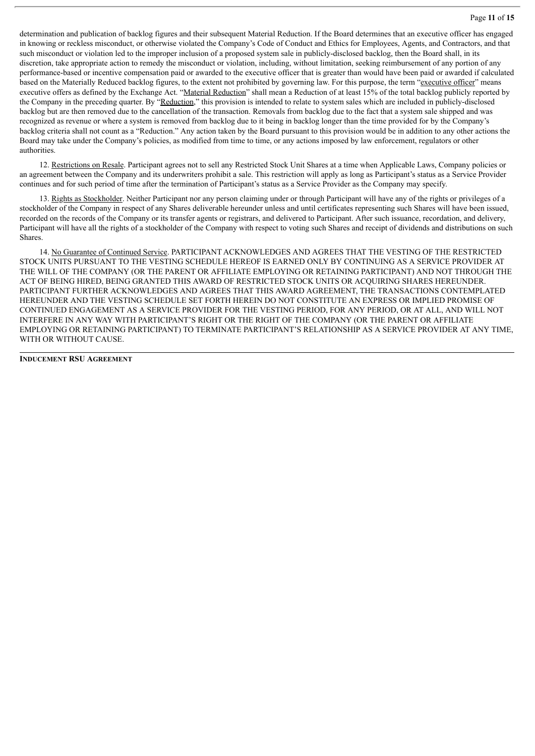determination and publication of backlog figures and their subsequent Material Reduction. If the Board determines that an executive officer has engaged in knowing or reckless misconduct, or otherwise violated the Company's Code of Conduct and Ethics for Employees, Agents, and Contractors, and that such misconduct or violation led to the improper inclusion of a proposed system sale in publicly-disclosed backlog, then the Board shall, in its discretion, take appropriate action to remedy the misconduct or violation, including, without limitation, seeking reimbursement of any portion of any performance-based or incentive compensation paid or awarded to the executive officer that is greater than would have been paid or awarded if calculated based on the Materially Reduced backlog figures, to the extent not prohibited by governing law. For this purpose, the term "executive officer" means executive offers as defined by the Exchange Act. "Material Reduction" shall mean a Reduction of at least 15% of the total backlog publicly reported by the Company in the preceding quarter. By "Reduction," this provision is intended to relate to system sales which are included in publicly-disclosed backlog but are then removed due to the cancellation of the transaction. Removals from backlog due to the fact that a system sale shipped and was recognized as revenue or where a system is removed from backlog due to it being in backlog longer than the time provided for by the Company's backlog criteria shall not count as a "Reduction." Any action taken by the Board pursuant to this provision would be in addition to any other actions the Board may take under the Company's policies, as modified from time to time, or any actions imposed by law enforcement, regulators or other authorities.

12. Restrictions on Resale. Participant agrees not to sell any Restricted Stock Unit Shares at a time when Applicable Laws, Company policies or an agreement between the Company and its underwriters prohibit a sale. This restriction will apply as long as Participant's status as a Service Provider continues and for such period of time after the termination of Participant's status as a Service Provider as the Company may specify.

13. Rights as Stockholder. Neither Participant nor any person claiming under or through Participant will have any of the rights or privileges of a stockholder of the Company in respect of any Shares deliverable hereunder unless and until certificates representing such Shares will have been issued, recorded on the records of the Company or its transfer agents or registrars, and delivered to Participant. After such issuance, recordation, and delivery, Participant will have all the rights of a stockholder of the Company with respect to voting such Shares and receipt of dividends and distributions on such Shares.

14. No Guarantee of Continued Service. PARTICIPANT ACKNOWLEDGES AND AGREES THAT THE VESTING OF THE RESTRICTED STOCK UNITS PURSUANT TO THE VESTING SCHEDULE HEREOF IS EARNED ONLY BY CONTINUING AS A SERVICE PROVIDER AT THE WILL OF THE COMPANY (OR THE PARENT OR AFFILIATE EMPLOYING OR RETAINING PARTICIPANT) AND NOT THROUGH THE ACT OF BEING HIRED, BEING GRANTED THIS AWARD OF RESTRICTED STOCK UNITS OR ACQUIRING SHARES HEREUNDER. PARTICIPANT FURTHER ACKNOWLEDGES AND AGREES THAT THIS AWARD AGREEMENT, THE TRANSACTIONS CONTEMPLATED HEREUNDER AND THE VESTING SCHEDULE SET FORTH HEREIN DO NOT CONSTITUTE AN EXPRESS OR IMPLIED PROMISE OF CONTINUED ENGAGEMENT AS A SERVICE PROVIDER FOR THE VESTING PERIOD, FOR ANY PERIOD, OR AT ALL, AND WILL NOT INTERFERE IN ANY WAY WITH PARTICIPANT'S RIGHT OR THE RIGHT OF THE COMPANY (OR THE PARENT OR AFFILIATE EMPLOYING OR RETAINING PARTICIPANT) TO TERMINATE PARTICIPANT'S RELATIONSHIP AS A SERVICE PROVIDER AT ANY TIME, WITH OR WITHOUT CAUSE.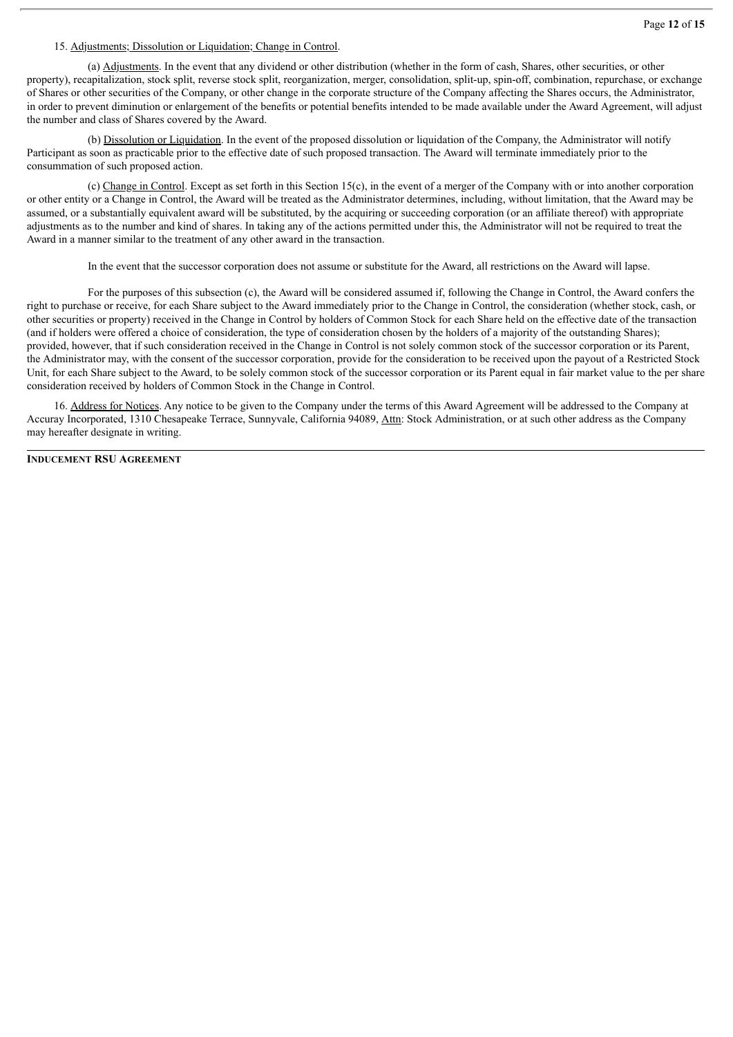15. Adjustments; Dissolution or Liquidation; Change in Control.

(a) Adjustments. In the event that any dividend or other distribution (whether in the form of cash, Shares, other securities, or other property), recapitalization, stock split, reverse stock split, reorganization, merger, consolidation, split-up, spin-off, combination, repurchase, or exchange of Shares or other securities of the Company, or other change in the corporate structure of the Company affecting the Shares occurs, the Administrator, in order to prevent diminution or enlargement of the benefits or potential benefits intended to be made available under the Award Agreement, will adjust the number and class of Shares covered by the Award.

(b) Dissolution or Liquidation. In the event of the proposed dissolution or liquidation of the Company, the Administrator will notify Participant as soon as practicable prior to the effective date of such proposed transaction. The Award will terminate immediately prior to the consummation of such proposed action.

(c) Change in Control. Except as set forth in this Section 15(c), in the event of a merger of the Company with or into another corporation or other entity or a Change in Control, the Award will be treated as the Administrator determines, including, without limitation, that the Award may be assumed, or a substantially equivalent award will be substituted, by the acquiring or succeeding corporation (or an affiliate thereof) with appropriate adjustments as to the number and kind of shares. In taking any of the actions permitted under this, the Administrator will not be required to treat the Award in a manner similar to the treatment of any other award in the transaction.

In the event that the successor corporation does not assume or substitute for the Award, all restrictions on the Award will lapse.

For the purposes of this subsection (c), the Award will be considered assumed if, following the Change in Control, the Award confers the right to purchase or receive, for each Share subject to the Award immediately prior to the Change in Control, the consideration (whether stock, cash, or other securities or property) received in the Change in Control by holders of Common Stock for each Share held on the effective date of the transaction (and if holders were offered a choice of consideration, the type of consideration chosen by the holders of a majority of the outstanding Shares); provided, however, that if such consideration received in the Change in Control is not solely common stock of the successor corporation or its Parent, the Administrator may, with the consent of the successor corporation, provide for the consideration to be received upon the payout of a Restricted Stock Unit, for each Share subject to the Award, to be solely common stock of the successor corporation or its Parent equal in fair market value to the per share consideration received by holders of Common Stock in the Change in Control.

16. Address for Notices. Any notice to be given to the Company under the terms of this Award Agreement will be addressed to the Company at Accuray Incorporated, 1310 Chesapeake Terrace, Sunnyvale, California 94089, Attn: Stock Administration, or at such other address as the Company may hereafter designate in writing.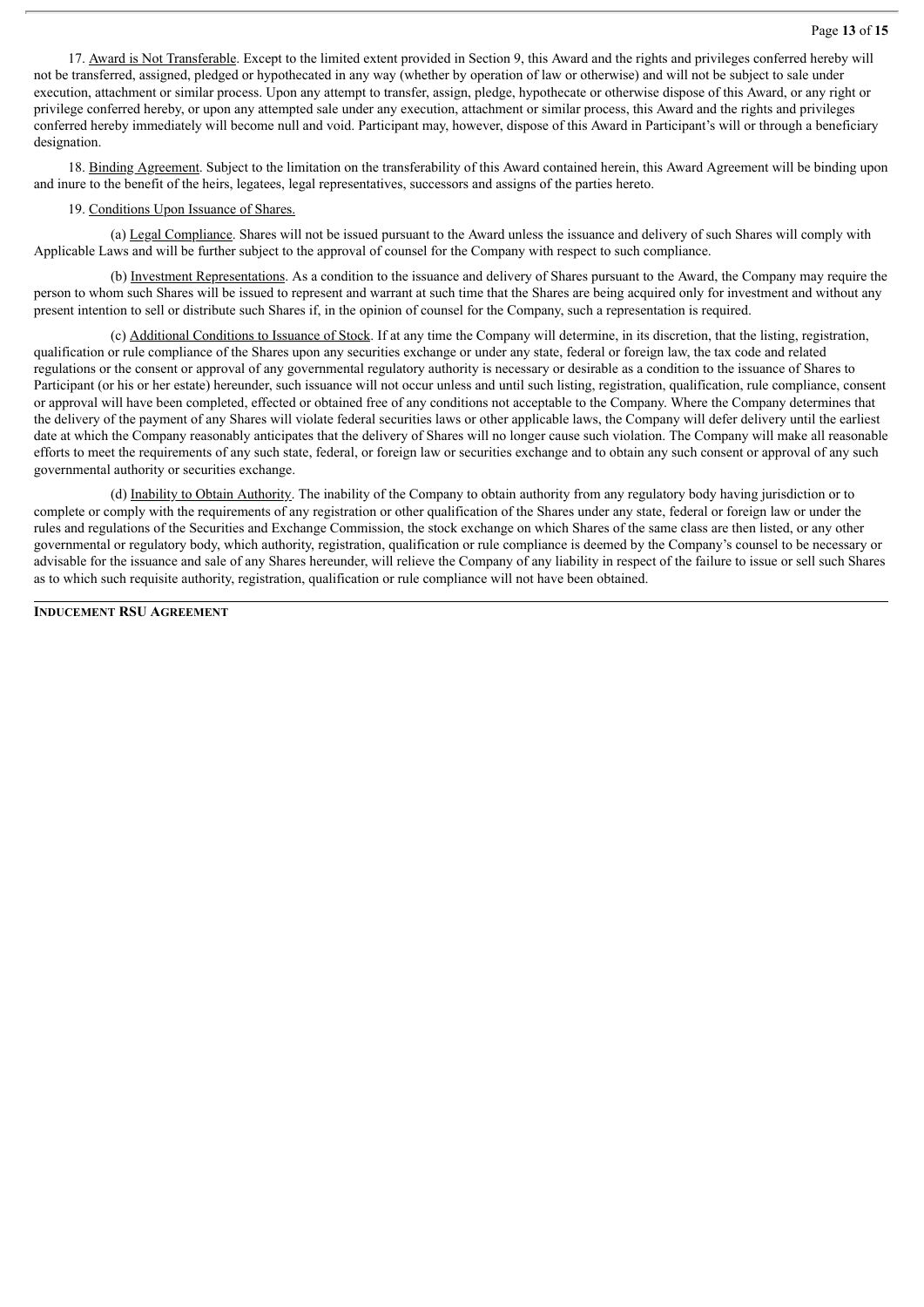17. Award is Not Transferable. Except to the limited extent provided in Section 9, this Award and the rights and privileges conferred hereby will not be transferred, assigned, pledged or hypothecated in any way (whether by operation of law or otherwise) and will not be subject to sale under execution, attachment or similar process. Upon any attempt to transfer, assign, pledge, hypothecate or otherwise dispose of this Award, or any right or privilege conferred hereby, or upon any attempted sale under any execution, attachment or similar process, this Award and the rights and privileges conferred hereby immediately will become null and void. Participant may, however, dispose of this Award in Participant's will or through a beneficiary designation.

18. Binding Agreement. Subject to the limitation on the transferability of this Award contained herein, this Award Agreement will be binding upon and inure to the benefit of the heirs, legatees, legal representatives, successors and assigns of the parties hereto.

19. Conditions Upon Issuance of Shares.

(a) Legal Compliance. Shares will not be issued pursuant to the Award unless the issuance and delivery of such Shares will comply with Applicable Laws and will be further subject to the approval of counsel for the Company with respect to such compliance.

(b) Investment Representations. As a condition to the issuance and delivery of Shares pursuant to the Award, the Company may require the person to whom such Shares will be issued to represent and warrant at such time that the Shares are being acquired only for investment and without any present intention to sell or distribute such Shares if, in the opinion of counsel for the Company, such a representation is required.

(c) Additional Conditions to Issuance of Stock. If at any time the Company will determine, in its discretion, that the listing, registration, qualification or rule compliance of the Shares upon any securities exchange or under any state, federal or foreign law, the tax code and related regulations or the consent or approval of any governmental regulatory authority is necessary or desirable as a condition to the issuance of Shares to Participant (or his or her estate) hereunder, such issuance will not occur unless and until such listing, registration, qualification, rule compliance, consent or approval will have been completed, effected or obtained free of any conditions not acceptable to the Company. Where the Company determines that the delivery of the payment of any Shares will violate federal securities laws or other applicable laws, the Company will defer delivery until the earliest date at which the Company reasonably anticipates that the delivery of Shares will no longer cause such violation. The Company will make all reasonable efforts to meet the requirements of any such state, federal, or foreign law or securities exchange and to obtain any such consent or approval of any such governmental authority or securities exchange.

(d) Inability to Obtain Authority. The inability of the Company to obtain authority from any regulatory body having jurisdiction or to complete or comply with the requirements of any registration or other qualification of the Shares under any state, federal or foreign law or under the rules and regulations of the Securities and Exchange Commission, the stock exchange on which Shares of the same class are then listed, or any other governmental or regulatory body, which authority, registration, qualification or rule compliance is deemed by the Company's counsel to be necessary or advisable for the issuance and sale of any Shares hereunder, will relieve the Company of any liability in respect of the failure to issue or sell such Shares as to which such requisite authority, registration, qualification or rule compliance will not have been obtained.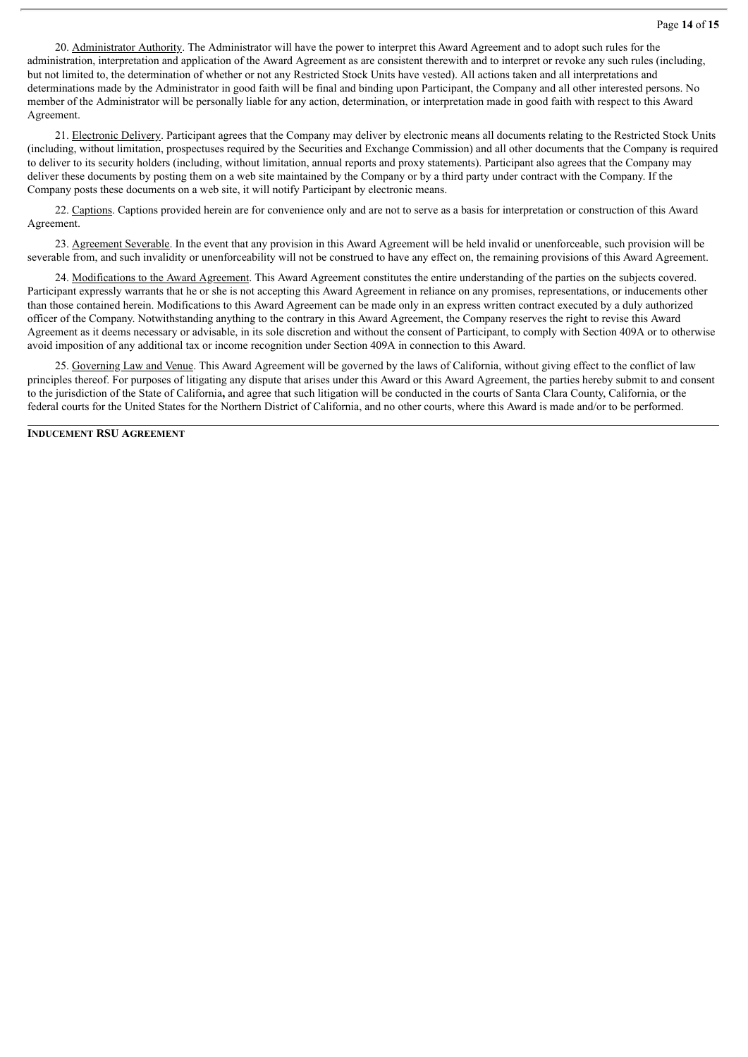20. Administrator Authority. The Administrator will have the power to interpret this Award Agreement and to adopt such rules for the administration, interpretation and application of the Award Agreement as are consistent therewith and to interpret or revoke any such rules (including, but not limited to, the determination of whether or not any Restricted Stock Units have vested). All actions taken and all interpretations and determinations made by the Administrator in good faith will be final and binding upon Participant, the Company and all other interested persons. No member of the Administrator will be personally liable for any action, determination, or interpretation made in good faith with respect to this Award Agreement.

21. Electronic Delivery. Participant agrees that the Company may deliver by electronic means all documents relating to the Restricted Stock Units (including, without limitation, prospectuses required by the Securities and Exchange Commission) and all other documents that the Company is required to deliver to its security holders (including, without limitation, annual reports and proxy statements). Participant also agrees that the Company may deliver these documents by posting them on a web site maintained by the Company or by a third party under contract with the Company. If the Company posts these documents on a web site, it will notify Participant by electronic means.

22. Captions. Captions provided herein are for convenience only and are not to serve as a basis for interpretation or construction of this Award Agreement.

23. Agreement Severable. In the event that any provision in this Award Agreement will be held invalid or unenforceable, such provision will be severable from, and such invalidity or unenforceability will not be construed to have any effect on, the remaining provisions of this Award Agreement.

24. Modifications to the Award Agreement. This Award Agreement constitutes the entire understanding of the parties on the subjects covered. Participant expressly warrants that he or she is not accepting this Award Agreement in reliance on any promises, representations, or inducements other than those contained herein. Modifications to this Award Agreement can be made only in an express written contract executed by a duly authorized officer of the Company. Notwithstanding anything to the contrary in this Award Agreement, the Company reserves the right to revise this Award Agreement as it deems necessary or advisable, in its sole discretion and without the consent of Participant, to comply with Section 409A or to otherwise avoid imposition of any additional tax or income recognition under Section 409A in connection to this Award.

25. Governing Law and Venue. This Award Agreement will be governed by the laws of California, without giving effect to the conflict of law principles thereof. For purposes of litigating any dispute that arises under this Award or this Award Agreement, the parties hereby submit to and consent to the jurisdiction of the State of California, and agree that such litigation will be conducted in the courts of Santa Clara County, California, or the federal courts for the United States for the Northern District of California, and no other courts, where this Award is made and/or to be performed.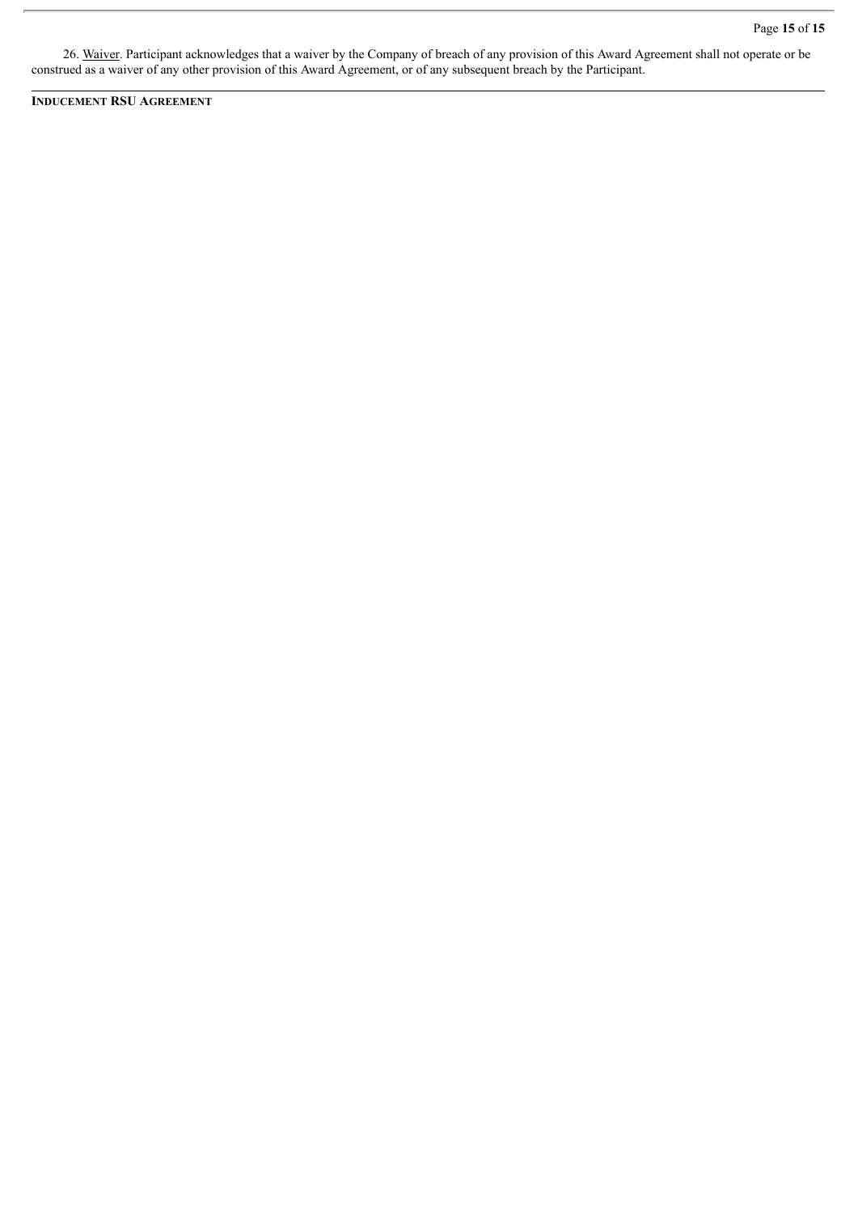26. Waiver. Participant acknowledges that a waiver by the Company of breach of any provision of this Award Agreement shall not operate or be construed as a waiver of any other provision of this Award Agreement, or of any subsequent breach by the Participant.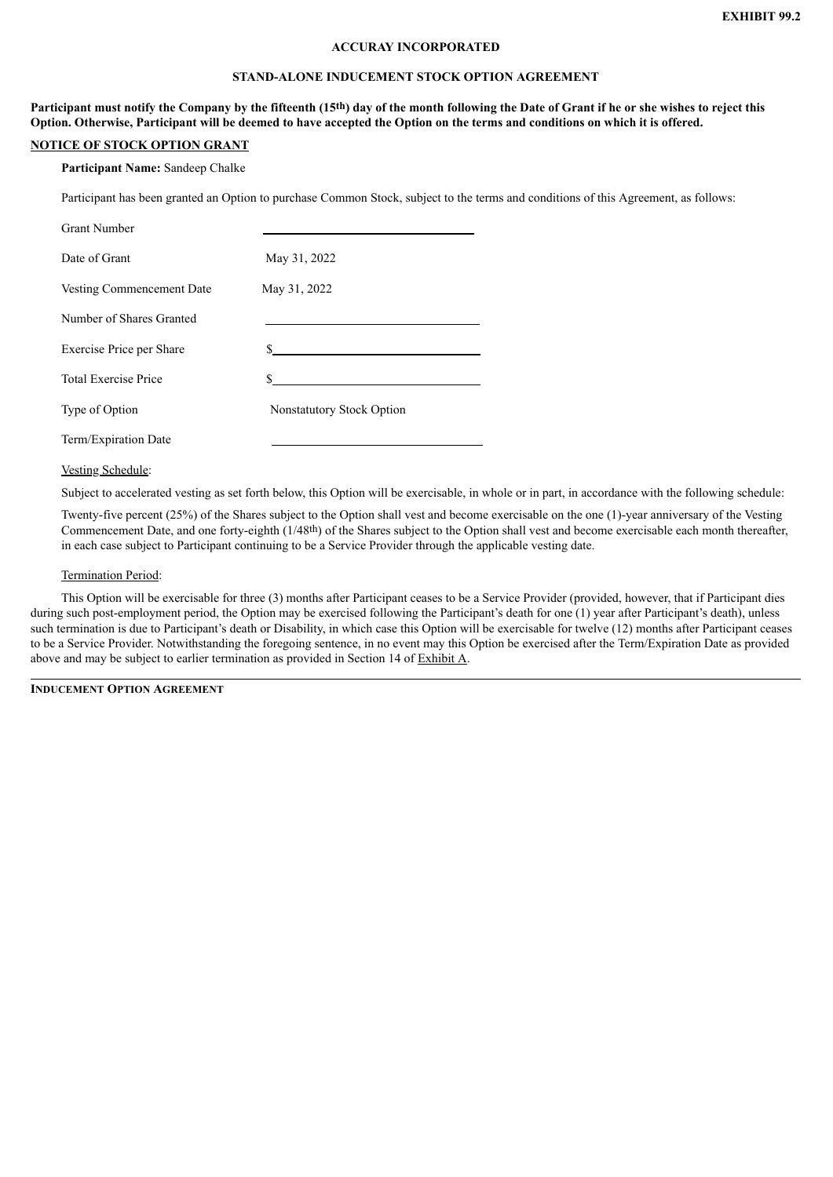EXHIBIT 99.2

**ACCURAY INCORPORATED**

**STAND-ALONE INDUCEMENT STOCK OPTION AGREEMENT**

**Participant must notify the Company by the fifteenth (15th) day of the month following the Date of Grant if he or she wishes to reject this Option. Otherwise, Participant will be deemed to have accepted the Option on the terms and conditions on which it is offered.**

**NOTICE OF STOCK OPTION GRANT**

**Participant Name:** Sandeep Chalke

Participant has been granted an Option to purchase Common Stock, subject to the terms and conditions of this Agreement, as follows:

| | |
|---|---|
| Grant Number | ______________________ |
| Date of Grant | May 31, 2022 |
| Vesting Commencement Date | May 31, 2022 |
| Number of Shares Granted | ______________________ |
| Exercise Price per Share | $______________________ |
| Total Exercise Price | $______________________ |
| Type of Option | Nonstatutory Stock Option |
| Term/Expiration Date | ______________________ |

Vesting Schedule:

Subject to accelerated vesting as set forth below, this Option will be exercisable, in whole or in part, in accordance with the following schedule:

Twenty-five percent (25%) of the Shares subject to the Option shall vest and become exercisable on the one (1)-year anniversary of the Vesting Commencement Date, and one forty-eighth (1/48th) of the Shares subject to the Option shall vest and become exercisable each month thereafter, in each case subject to Participant continuing to be a Service Provider through the applicable vesting date.

Termination Period:

This Option will be exercisable for three (3) months after Participant ceases to be a Service Provider (provided, however, that if Participant dies during such post-employment period, the Option may be exercised following the Participant's death for one (1) year after Participant's death), unless such termination is due to Participant's death or Disability, in which case this Option will be exercisable for twelve (12) months after Participant ceases to be a Service Provider. Notwithstanding the foregoing sentence, in no event may this Option be exercised after the Term/Expiration Date as provided above and may be subject to earlier termination as provided in Section 14 of Exhibit A.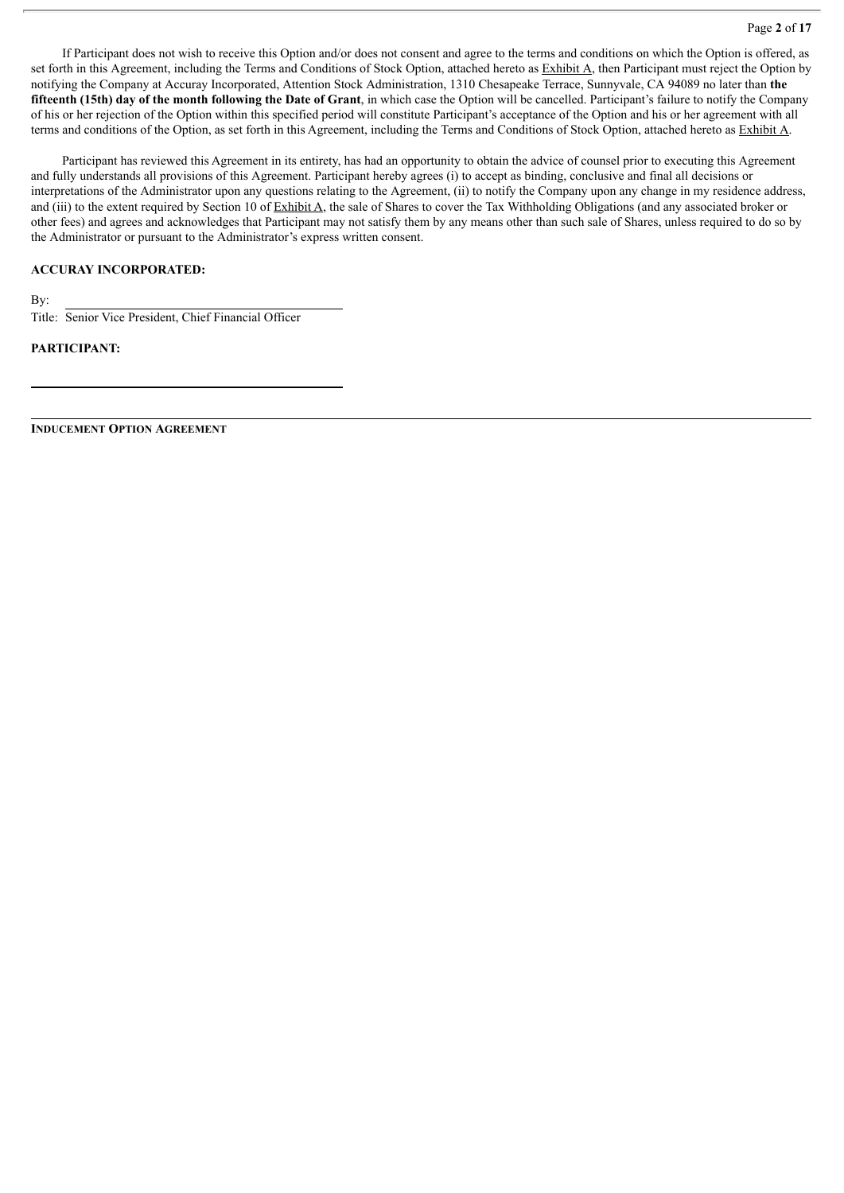If Participant does not wish to receive this Option and/or does not consent and agree to the terms and conditions on which the Option is offered, as set forth in this Agreement, including the Terms and Conditions of Stock Option, attached hereto as Exhibit A, then Participant must reject the Option by notifying the Company at Accuray Incorporated, Attention Stock Administration, 1310 Chesapeake Terrace, Sunnyvale, CA 94089 no later than **the fifteenth (15th) day of the month following the Date of Grant**, in which case the Option will be cancelled. Participant's failure to notify the Company of his or her rejection of the Option within this specified period will constitute Participant's acceptance of the Option and his or her agreement with all terms and conditions of the Option, as set forth in this Agreement, including the Terms and Conditions of Stock Option, attached hereto as Exhibit A.

Participant has reviewed this Agreement in its entirety, has had an opportunity to obtain the advice of counsel prior to executing this Agreement and fully understands all provisions of this Agreement. Participant hereby agrees (i) to accept as binding, conclusive and final all decisions or interpretations of the Administrator upon any questions relating to the Agreement, (ii) to notify the Company upon any change in my residence address, and (iii) to the extent required by Section 10 of Exhibit A, the sale of Shares to cover the Tax Withholding Obligations (and any associated broker or other fees) and agrees and acknowledges that Participant may not satisfy them by any means other than such sale of Shares, unless required to do so by the Administrator or pursuant to the Administrator's express written consent.

**ACCURAY INCORPORATED:**

By: \_\_\_\_\_\_\_\_\_\_\_\_\_\_\_\_\_\_\_\_\_\_\_\_\_\_\_\_\_\_\_\_

Title: Senior Vice President, Chief Financial Officer

**PARTICIPANT:**

\_\_\_\_\_\_\_\_\_\_\_\_\_\_\_\_\_\_\_\_\_\_\_\_\_\_\_\_\_\_\_\_\_\_\_\_\_\_

**INDUCEMENT OPTION AGREEMENT**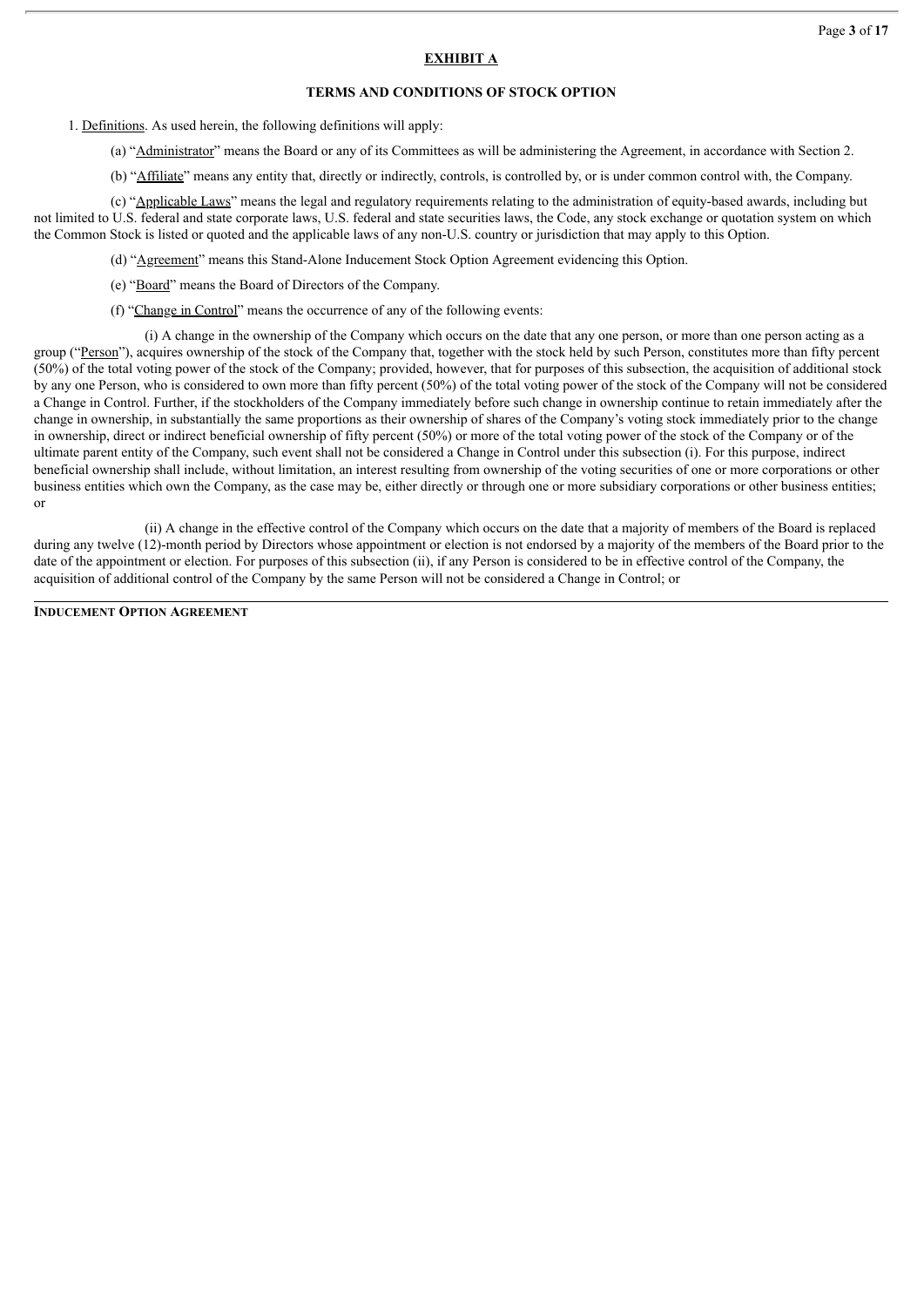## EXHIBIT A

### TERMS AND CONDITIONS OF STOCK OPTION

1. Definitions. As used herein, the following definitions will apply:

(a) "Administrator" means the Board or any of its Committees as will be administering the Agreement, in accordance with Section 2.

(b) "Affiliate" means any entity that, directly or indirectly, controls, is controlled by, or is under common control with, the Company.

(c) "Applicable Laws" means the legal and regulatory requirements relating to the administration of equity-based awards, including but not limited to U.S. federal and state corporate laws, U.S. federal and state securities laws, the Code, any stock exchange or quotation system on which the Common Stock is listed or quoted and the applicable laws of any non-U.S. country or jurisdiction that may apply to this Option.

(d) "Agreement" means this Stand-Alone Inducement Stock Option Agreement evidencing this Option.

(e) "Board" means the Board of Directors of the Company.

(f) "Change in Control" means the occurrence of any of the following events:

(i) A change in the ownership of the Company which occurs on the date that any one person, or more than one person acting as a group ("Person"), acquires ownership of the stock of the Company that, together with the stock held by such Person, constitutes more than fifty percent (50%) of the total voting power of the stock of the Company; provided, however, that for purposes of this subsection, the acquisition of additional stock by any one Person, who is considered to own more than fifty percent (50%) of the total voting power of the stock of the Company will not be considered a Change in Control. Further, if the stockholders of the Company immediately before such change in ownership continue to retain immediately after the change in ownership, in substantially the same proportions as their ownership of shares of the Company's voting stock immediately prior to the change in ownership, direct or indirect beneficial ownership of fifty percent (50%) or more of the total voting power of the stock of the Company or of the ultimate parent entity of the Company, such event shall not be considered a Change in Control under this subsection (i). For this purpose, indirect beneficial ownership shall include, without limitation, an interest resulting from ownership of the voting securities of one or more corporations or other business entities which own the Company, as the case may be, either directly or through one or more subsidiary corporations or other business entities; or

(ii) A change in the effective control of the Company which occurs on the date that a majority of members of the Board is replaced during any twelve (12)-month period by Directors whose appointment or election is not endorsed by a majority of the members of the Board prior to the date of the appointment or election. For purposes of this subsection (ii), if any Person is considered to be in effective control of the Company, the acquisition of additional control of the Company by the same Person will not be considered a Change in Control; or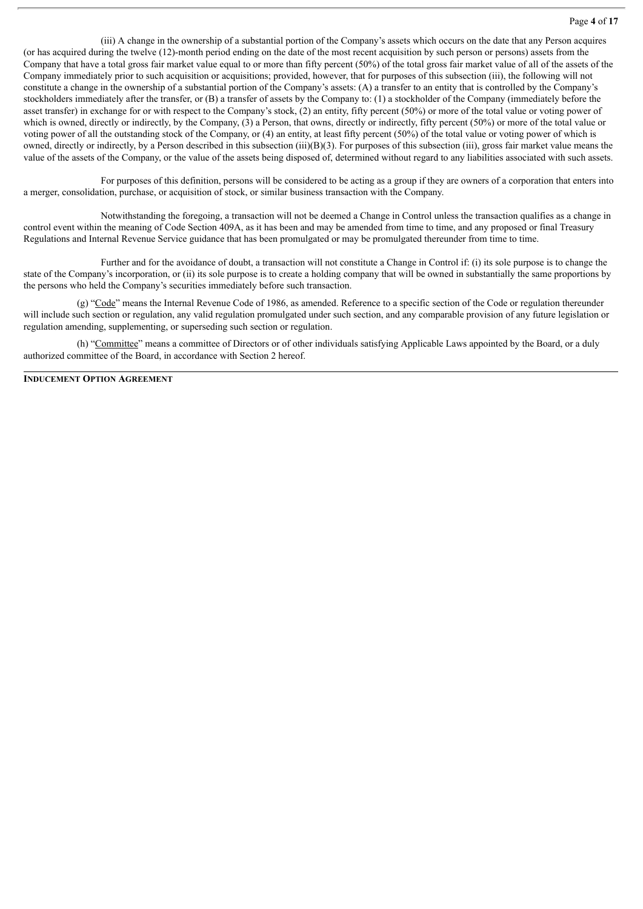(iii) A change in the ownership of a substantial portion of the Company's assets which occurs on the date that any Person acquires (or has acquired during the twelve (12)-month period ending on the date of the most recent acquisition by such person or persons) assets from the Company that have a total gross fair market value equal to or more than fifty percent (50%) of the total gross fair market value of all of the assets of the Company immediately prior to such acquisition or acquisitions; provided, however, that for purposes of this subsection (iii), the following will not constitute a change in the ownership of a substantial portion of the Company's assets: (A) a transfer to an entity that is controlled by the Company's stockholders immediately after the transfer, or (B) a transfer of assets by the Company to: (1) a stockholder of the Company (immediately before the asset transfer) in exchange for or with respect to the Company's stock, (2) an entity, fifty percent (50%) or more of the total value or voting power of which is owned, directly or indirectly, by the Company, (3) a Person, that owns, directly or indirectly, fifty percent (50%) or more of the total value or voting power of all the outstanding stock of the Company, or (4) an entity, at least fifty percent (50%) of the total value or voting power of which is owned, directly or indirectly, by a Person described in this subsection (iii)(B)(3). For purposes of this subsection (iii), gross fair market value means the value of the assets of the Company, or the value of the assets being disposed of, determined without regard to any liabilities associated with such assets.

For purposes of this definition, persons will be considered to be acting as a group if they are owners of a corporation that enters into a merger, consolidation, purchase, or acquisition of stock, or similar business transaction with the Company.

Notwithstanding the foregoing, a transaction will not be deemed a Change in Control unless the transaction qualifies as a change in control event within the meaning of Code Section 409A, as it has been and may be amended from time to time, and any proposed or final Treasury Regulations and Internal Revenue Service guidance that has been promulgated or may be promulgated thereunder from time to time.

Further and for the avoidance of doubt, a transaction will not constitute a Change in Control if: (i) its sole purpose is to change the state of the Company's incorporation, or (ii) its sole purpose is to create a holding company that will be owned in substantially the same proportions by the persons who held the Company's securities immediately before such transaction.

(g) "Code" means the Internal Revenue Code of 1986, as amended. Reference to a specific section of the Code or regulation thereunder will include such section or regulation, any valid regulation promulgated under such section, and any comparable provision of any future legislation or regulation amending, supplementing, or superseding such section or regulation.

(h) "Committee" means a committee of Directors or of other individuals satisfying Applicable Laws appointed by the Board, or a duly authorized committee of the Board, in accordance with Section 2 hereof.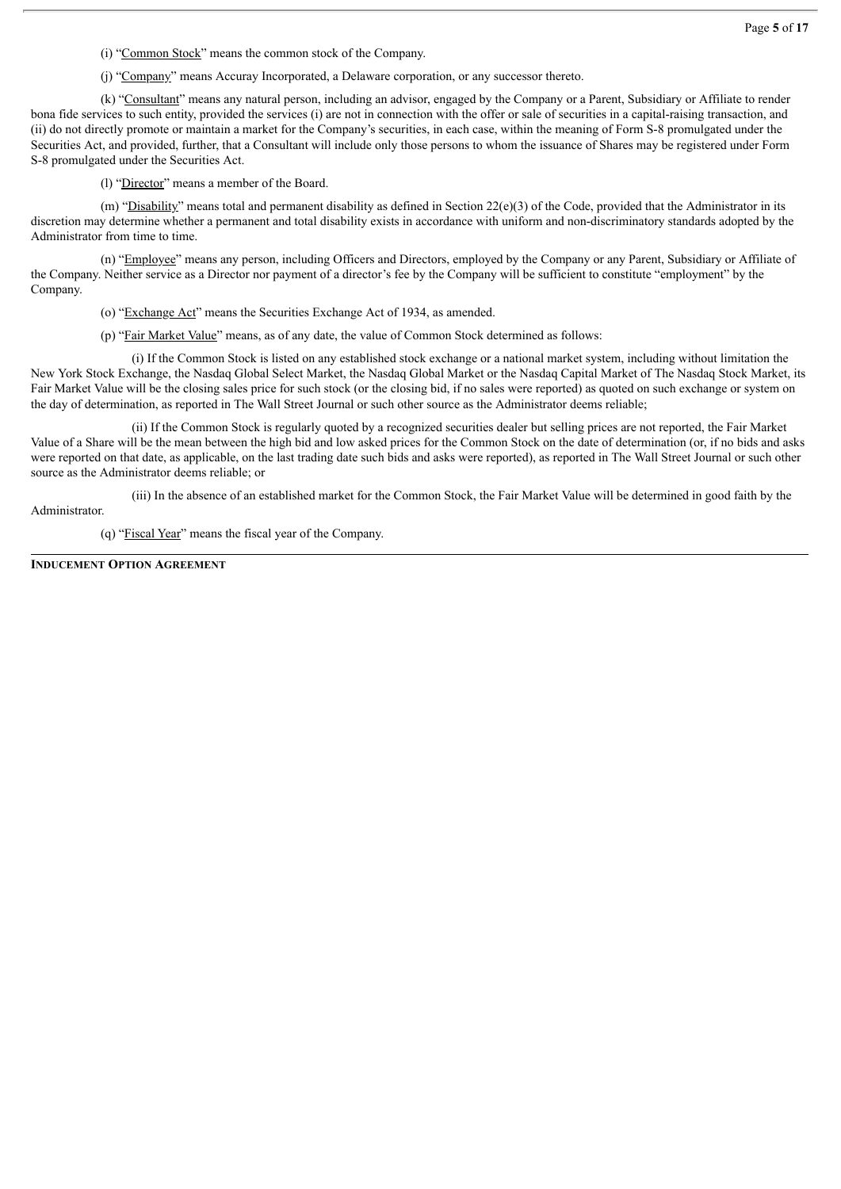(i) "Common Stock" means the common stock of the Company.

(j) "Company" means Accuray Incorporated, a Delaware corporation, or any successor thereto.

(k) "Consultant" means any natural person, including an advisor, engaged by the Company or a Parent, Subsidiary or Affiliate to render bona fide services to such entity, provided the services (i) are not in connection with the offer or sale of securities in a capital-raising transaction, and (ii) do not directly promote or maintain a market for the Company's securities, in each case, within the meaning of Form S-8 promulgated under the Securities Act, and provided, further, that a Consultant will include only those persons to whom the issuance of Shares may be registered under Form S-8 promulgated under the Securities Act.

(l) "Director" means a member of the Board.

(m) "Disability" means total and permanent disability as defined in Section 22(e)(3) of the Code, provided that the Administrator in its discretion may determine whether a permanent and total disability exists in accordance with uniform and non-discriminatory standards adopted by the Administrator from time to time.

(n) "Employee" means any person, including Officers and Directors, employed by the Company or any Parent, Subsidiary or Affiliate of the Company. Neither service as a Director nor payment of a director's fee by the Company will be sufficient to constitute "employment" by the Company.

(o) "Exchange Act" means the Securities Exchange Act of 1934, as amended.

(p) "Fair Market Value" means, as of any date, the value of Common Stock determined as follows:

(i) If the Common Stock is listed on any established stock exchange or a national market system, including without limitation the New York Stock Exchange, the Nasdaq Global Select Market, the Nasdaq Global Market or the Nasdaq Capital Market of The Nasdaq Stock Market, its Fair Market Value will be the closing sales price for such stock (or the closing bid, if no sales were reported) as quoted on such exchange or system on the day of determination, as reported in The Wall Street Journal or such other source as the Administrator deems reliable;

(ii) If the Common Stock is regularly quoted by a recognized securities dealer but selling prices are not reported, the Fair Market Value of a Share will be the mean between the high bid and low asked prices for the Common Stock on the date of determination (or, if no bids and asks were reported on that date, as applicable, on the last trading date such bids and asks were reported), as reported in The Wall Street Journal or such other source as the Administrator deems reliable; or

(iii) In the absence of an established market for the Common Stock, the Fair Market Value will be determined in good faith by the Administrator.

(q) "Fiscal Year" means the fiscal year of the Company.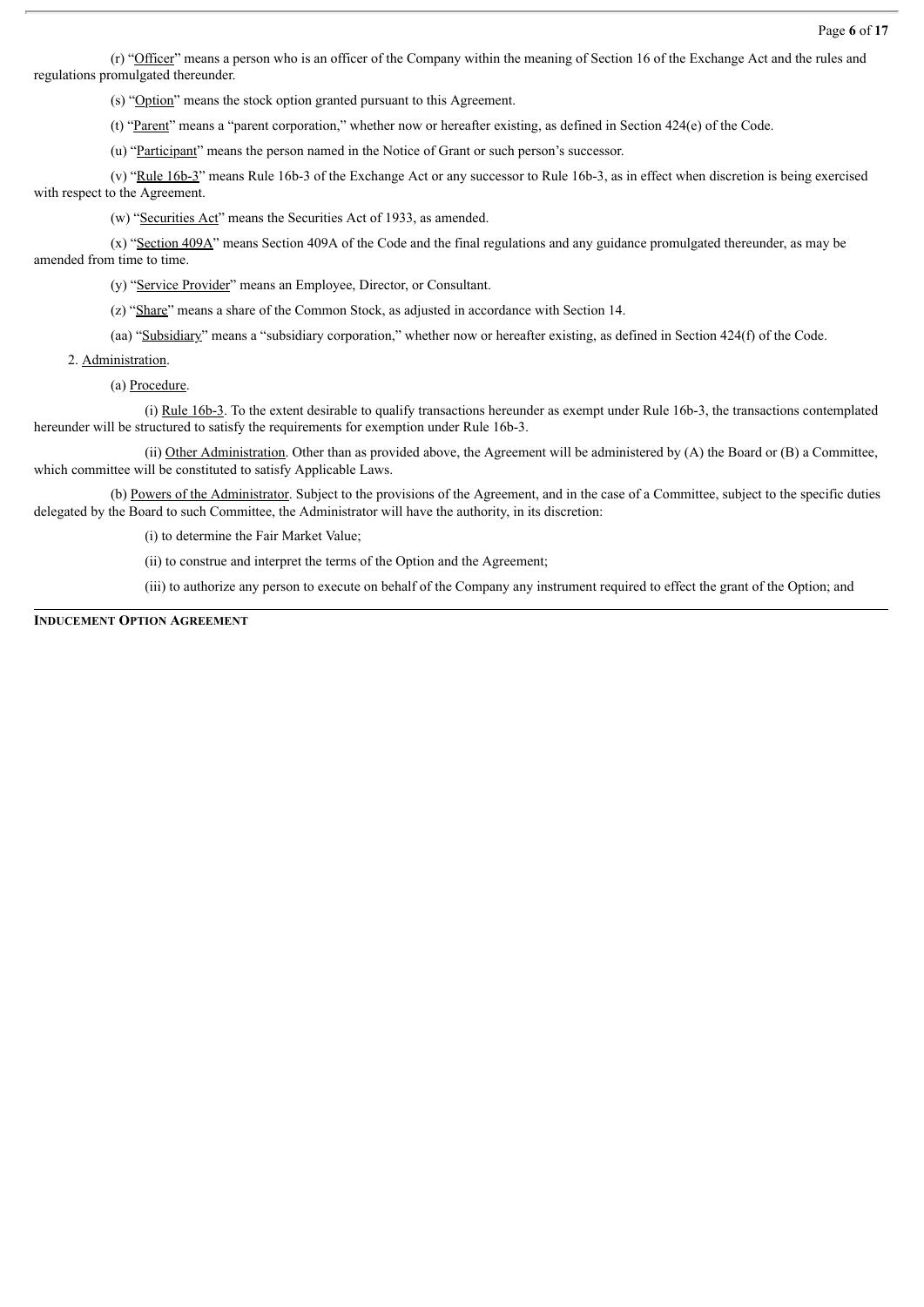(r) "Officer" means a person who is an officer of the Company within the meaning of Section 16 of the Exchange Act and the rules and regulations promulgated thereunder.

(s) "Option" means the stock option granted pursuant to this Agreement.

(t) "Parent" means a "parent corporation," whether now or hereafter existing, as defined in Section 424(e) of the Code.

(u) "Participant" means the person named in the Notice of Grant or such person's successor.

(v) "Rule 16b-3" means Rule 16b-3 of the Exchange Act or any successor to Rule 16b-3, as in effect when discretion is being exercised with respect to the Agreement.

(w) "Securities Act" means the Securities Act of 1933, as amended.

(x) "Section 409A" means Section 409A of the Code and the final regulations and any guidance promulgated thereunder, as may be amended from time to time.

(y) "Service Provider" means an Employee, Director, or Consultant.

(z) "Share" means a share of the Common Stock, as adjusted in accordance with Section 14.

(aa) "Subsidiary" means a "subsidiary corporation," whether now or hereafter existing, as defined in Section 424(f) of the Code.

2. Administration.

(a) Procedure.

(i) Rule 16b-3. To the extent desirable to qualify transactions hereunder as exempt under Rule 16b-3, the transactions contemplated hereunder will be structured to satisfy the requirements for exemption under Rule 16b-3.

(ii) Other Administration. Other than as provided above, the Agreement will be administered by (A) the Board or (B) a Committee, which committee will be constituted to satisfy Applicable Laws.

(b) Powers of the Administrator. Subject to the provisions of the Agreement, and in the case of a Committee, subject to the specific duties delegated by the Board to such Committee, the Administrator will have the authority, in its discretion:

(i) to determine the Fair Market Value;

(ii) to construe and interpret the terms of the Option and the Agreement;

(iii) to authorize any person to execute on behalf of the Company any instrument required to effect the grant of the Option; and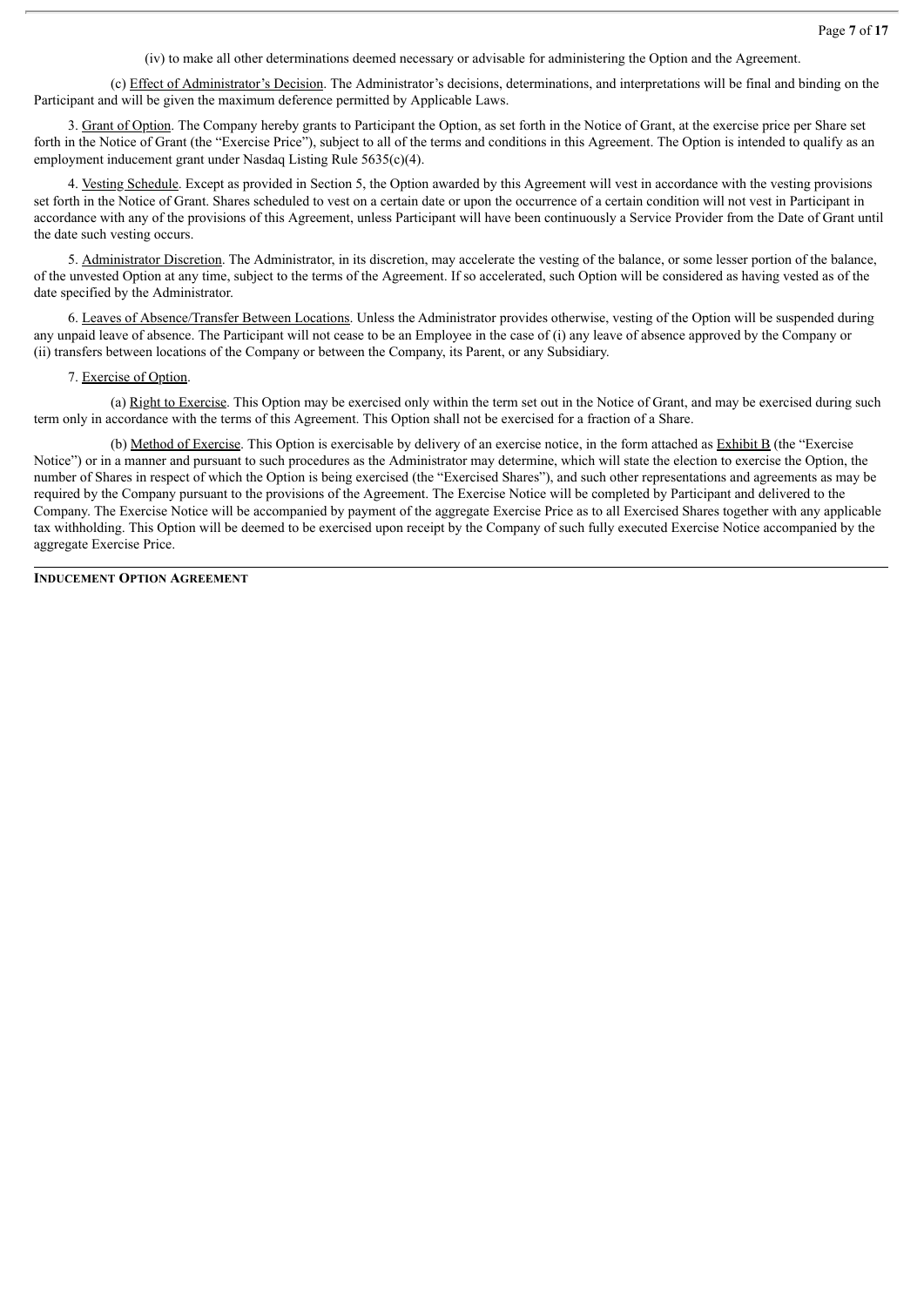(iv) to make all other determinations deemed necessary or advisable for administering the Option and the Agreement.

(c) Effect of Administrator's Decision. The Administrator's decisions, determinations, and interpretations will be final and binding on the Participant and will be given the maximum deference permitted by Applicable Laws.

3. Grant of Option. The Company hereby grants to Participant the Option, as set forth in the Notice of Grant, at the exercise price per Share set forth in the Notice of Grant (the "Exercise Price"), subject to all of the terms and conditions in this Agreement. The Option is intended to qualify as an employment inducement grant under Nasdaq Listing Rule 5635(c)(4).

4. Vesting Schedule. Except as provided in Section 5, the Option awarded by this Agreement will vest in accordance with the vesting provisions set forth in the Notice of Grant. Shares scheduled to vest on a certain date or upon the occurrence of a certain condition will not vest in Participant in accordance with any of the provisions of this Agreement, unless Participant will have been continuously a Service Provider from the Date of Grant until the date such vesting occurs.

5. Administrator Discretion. The Administrator, in its discretion, may accelerate the vesting of the balance, or some lesser portion of the balance, of the unvested Option at any time, subject to the terms of the Agreement. If so accelerated, such Option will be considered as having vested as of the date specified by the Administrator.

6. Leaves of Absence/Transfer Between Locations. Unless the Administrator provides otherwise, vesting of the Option will be suspended during any unpaid leave of absence. The Participant will not cease to be an Employee in the case of (i) any leave of absence approved by the Company or (ii) transfers between locations of the Company or between the Company, its Parent, or any Subsidiary.

7. Exercise of Option.

(a) Right to Exercise. This Option may be exercised only within the term set out in the Notice of Grant, and may be exercised during such term only in accordance with the terms of this Agreement. This Option shall not be exercised for a fraction of a Share.

(b) Method of Exercise. This Option is exercisable by delivery of an exercise notice, in the form attached as Exhibit B (the "Exercise Notice") or in a manner and pursuant to such procedures as the Administrator may determine, which will state the election to exercise the Option, the number of Shares in respect of which the Option is being exercised (the "Exercised Shares"), and such other representations and agreements as may be required by the Company pursuant to the provisions of the Agreement. The Exercise Notice will be completed by Participant and delivered to the Company. The Exercise Notice will be accompanied by payment of the aggregate Exercise Price as to all Exercised Shares together with any applicable tax withholding. This Option will be deemed to be exercised upon receipt by the Company of such fully executed Exercise Notice accompanied by the aggregate Exercise Price.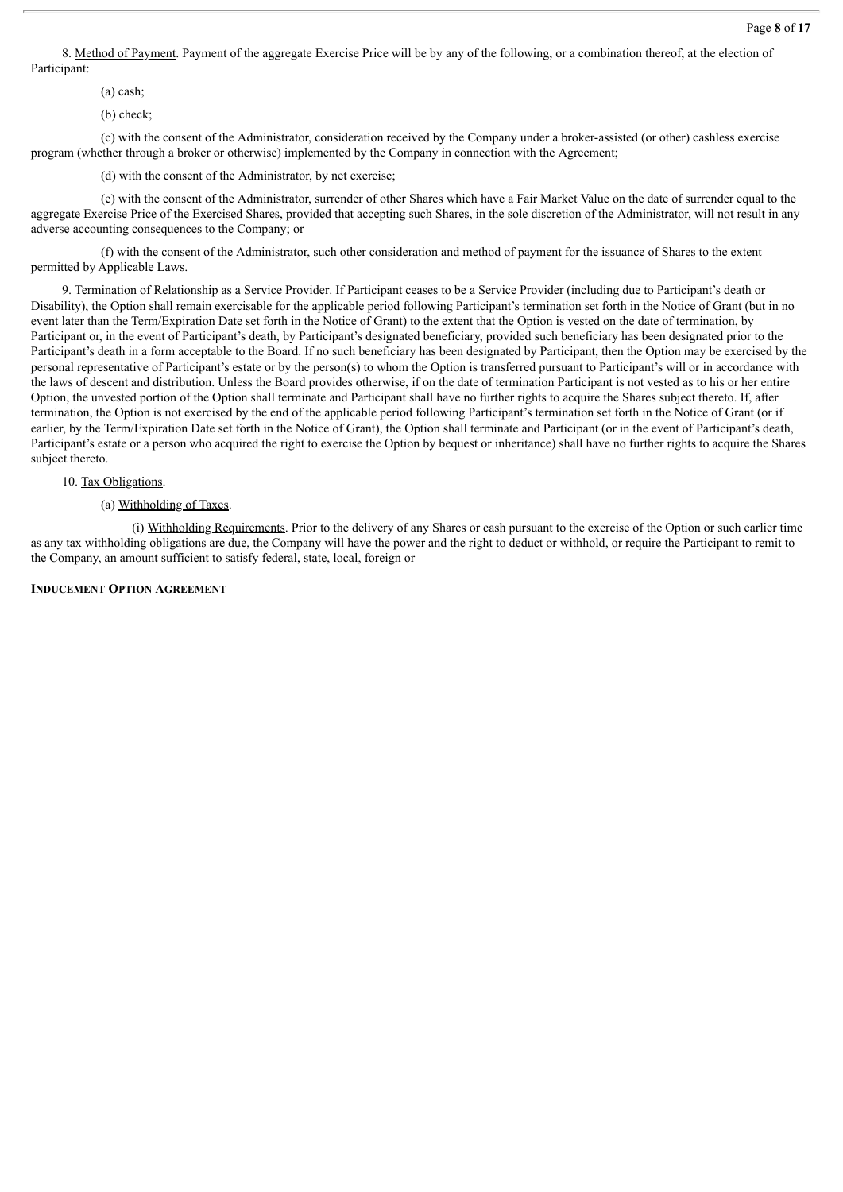8. Method of Payment. Payment of the aggregate Exercise Price will be by any of the following, or a combination thereof, at the election of Participant:

(a) cash;

(b) check;

(c) with the consent of the Administrator, consideration received by the Company under a broker-assisted (or other) cashless exercise program (whether through a broker or otherwise) implemented by the Company in connection with the Agreement;

(d) with the consent of the Administrator, by net exercise;

(e) with the consent of the Administrator, surrender of other Shares which have a Fair Market Value on the date of surrender equal to the aggregate Exercise Price of the Exercised Shares, provided that accepting such Shares, in the sole discretion of the Administrator, will not result in any adverse accounting consequences to the Company; or

(f) with the consent of the Administrator, such other consideration and method of payment for the issuance of Shares to the extent permitted by Applicable Laws.

9. Termination of Relationship as a Service Provider. If Participant ceases to be a Service Provider (including due to Participant's death or Disability), the Option shall remain exercisable for the applicable period following Participant's termination set forth in the Notice of Grant (but in no event later than the Term/Expiration Date set forth in the Notice of Grant) to the extent that the Option is vested on the date of termination, by Participant or, in the event of Participant's death, by Participant's designated beneficiary, provided such beneficiary has been designated prior to the Participant's death in a form acceptable to the Board. If no such beneficiary has been designated by Participant, then the Option may be exercised by the personal representative of Participant's estate or by the person(s) to whom the Option is transferred pursuant to Participant's will or in accordance with the laws of descent and distribution. Unless the Board provides otherwise, if on the date of termination Participant is not vested as to his or her entire Option, the unvested portion of the Option shall terminate and Participant shall have no further rights to acquire the Shares subject thereto. If, after termination, the Option is not exercised by the end of the applicable period following Participant's termination set forth in the Notice of Grant (or if earlier, by the Term/Expiration Date set forth in the Notice of Grant), the Option shall terminate and Participant (or in the event of Participant's death, Participant's estate or a person who acquired the right to exercise the Option by bequest or inheritance) shall have no further rights to acquire the Shares subject thereto.

10. Tax Obligations.

(a) Withholding of Taxes.

(i) Withholding Requirements. Prior to the delivery of any Shares or cash pursuant to the exercise of the Option or such earlier time as any tax withholding obligations are due, the Company will have the power and the right to deduct or withhold, or require the Participant to remit to the Company, an amount sufficient to satisfy federal, state, local, foreign or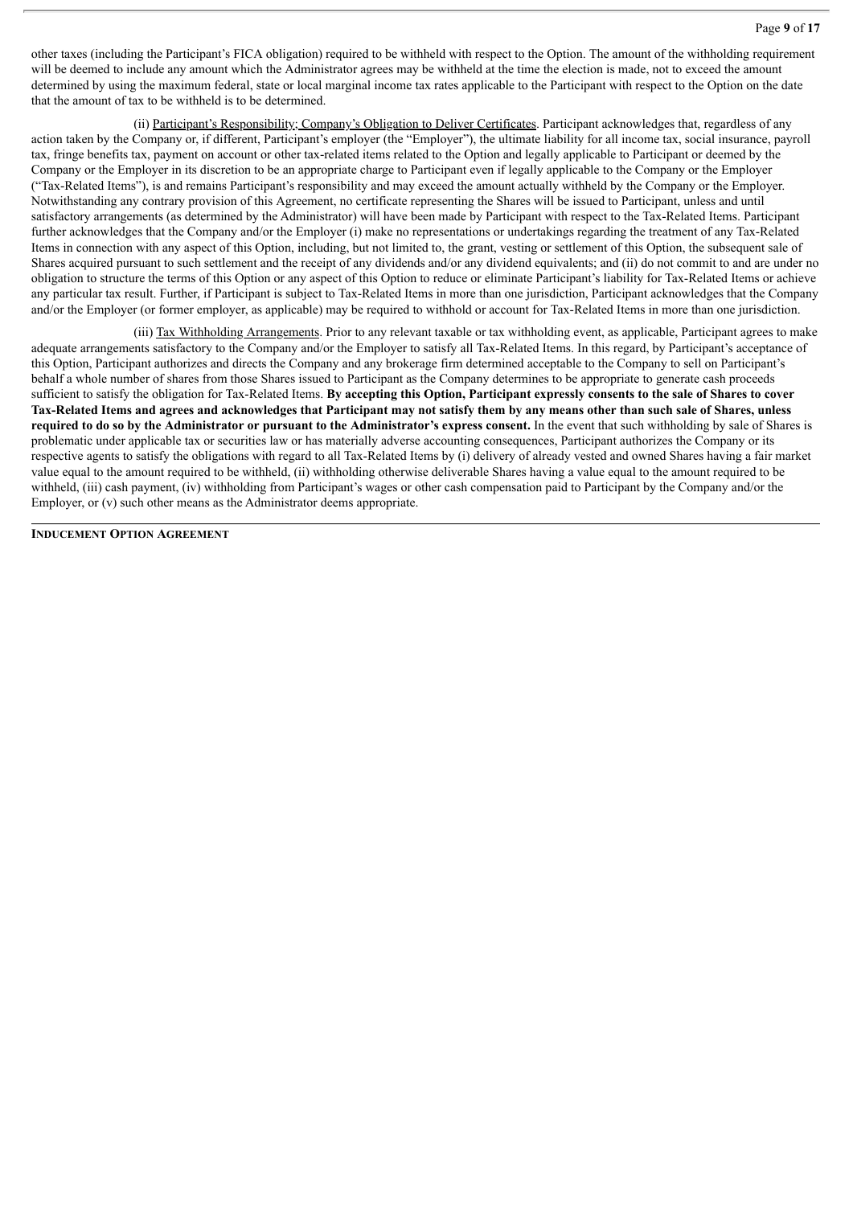other taxes (including the Participant's FICA obligation) required to be withheld with respect to the Option. The amount of the withholding requirement will be deemed to include any amount which the Administrator agrees may be withheld at the time the election is made, not to exceed the amount determined by using the maximum federal, state or local marginal income tax rates applicable to the Participant with respect to the Option on the date that the amount of tax to be withheld is to be determined.

(ii) Participant's Responsibility; Company's Obligation to Deliver Certificates. Participant acknowledges that, regardless of any action taken by the Company or, if different, Participant's employer (the "Employer"), the ultimate liability for all income tax, social insurance, payroll tax, fringe benefits tax, payment on account or other tax-related items related to the Option and legally applicable to Participant or deemed by the Company or the Employer in its discretion to be an appropriate charge to Participant even if legally applicable to the Company or the Employer ("Tax-Related Items"), is and remains Participant's responsibility and may exceed the amount actually withheld by the Company or the Employer. Notwithstanding any contrary provision of this Agreement, no certificate representing the Shares will be issued to Participant, unless and until satisfactory arrangements (as determined by the Administrator) will have been made by Participant with respect to the Tax-Related Items. Participant further acknowledges that the Company and/or the Employer (i) make no representations or undertakings regarding the treatment of any Tax-Related Items in connection with any aspect of this Option, including, but not limited to, the grant, vesting or settlement of this Option, the subsequent sale of Shares acquired pursuant to such settlement and the receipt of any dividends and/or any dividend equivalents; and (ii) do not commit to and are under no obligation to structure the terms of this Option or any aspect of this Option to reduce or eliminate Participant's liability for Tax-Related Items or achieve any particular tax result. Further, if Participant is subject to Tax-Related Items in more than one jurisdiction, Participant acknowledges that the Company and/or the Employer (or former employer, as applicable) may be required to withhold or account for Tax-Related Items in more than one jurisdiction.

(iii) Tax Withholding Arrangements. Prior to any relevant taxable or tax withholding event, as applicable, Participant agrees to make adequate arrangements satisfactory to the Company and/or the Employer to satisfy all Tax-Related Items. In this regard, by Participant's acceptance of this Option, Participant authorizes and directs the Company and any brokerage firm determined acceptable to the Company to sell on Participant's behalf a whole number of shares from those Shares issued to Participant as the Company determines to be appropriate to generate cash proceeds sufficient to satisfy the obligation for Tax-Related Items. **By accepting this Option, Participant expressly consents to the sale of Shares to cover Tax-Related Items and agrees and acknowledges that Participant may not satisfy them by any means other than such sale of Shares, unless required to do so by the Administrator or pursuant to the Administrator's express consent.** In the event that such withholding by sale of Shares is problematic under applicable tax or securities law or has materially adverse accounting consequences, Participant authorizes the Company or its respective agents to satisfy the obligations with regard to all Tax-Related Items by (i) delivery of already vested and owned Shares having a fair market value equal to the amount required to be withheld, (ii) withholding otherwise deliverable Shares having a value equal to the amount required to be withheld, (iii) cash payment, (iv) withholding from Participant's wages or other cash compensation paid to Participant by the Company and/or the Employer, or (v) such other means as the Administrator deems appropriate.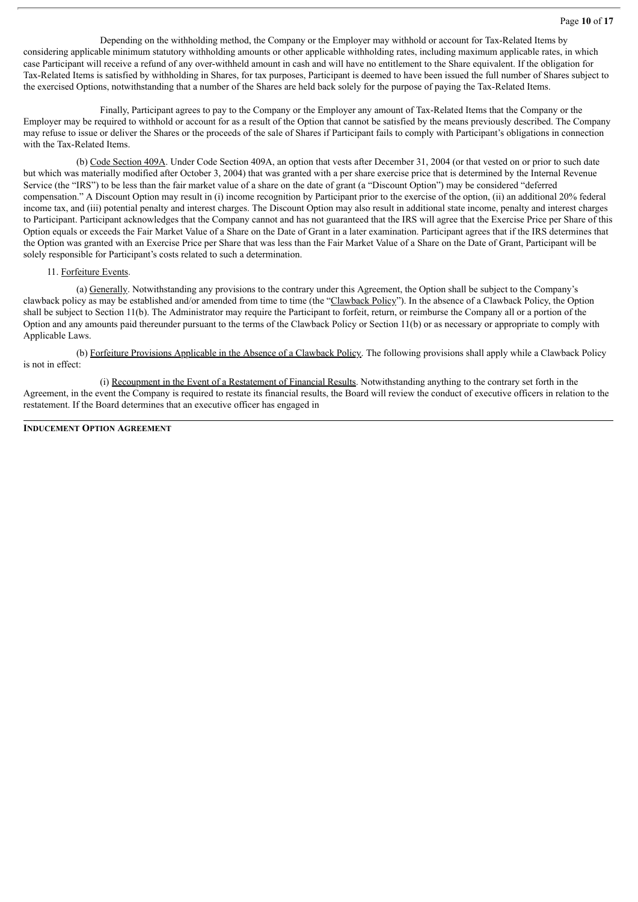Depending on the withholding method, the Company or the Employer may withhold or account for Tax-Related Items by considering applicable minimum statutory withholding amounts or other applicable withholding rates, including maximum applicable rates, in which case Participant will receive a refund of any over-withheld amount in cash and will have no entitlement to the Share equivalent. If the obligation for Tax-Related Items is satisfied by withholding in Shares, for tax purposes, Participant is deemed to have been issued the full number of Shares subject to the exercised Options, notwithstanding that a number of the Shares are held back solely for the purpose of paying the Tax-Related Items.

Finally, Participant agrees to pay to the Company or the Employer any amount of Tax-Related Items that the Company or the Employer may be required to withhold or account for as a result of the Option that cannot be satisfied by the means previously described. The Company may refuse to issue or deliver the Shares or the proceeds of the sale of Shares if Participant fails to comply with Participant's obligations in connection with the Tax-Related Items.

(b) Code Section 409A. Under Code Section 409A, an option that vests after December 31, 2004 (or that vested on or prior to such date but which was materially modified after October 3, 2004) that was granted with a per share exercise price that is determined by the Internal Revenue Service (the "IRS") to be less than the fair market value of a share on the date of grant (a "Discount Option") may be considered "deferred compensation." A Discount Option may result in (i) income recognition by Participant prior to the exercise of the option, (ii) an additional 20% federal income tax, and (iii) potential penalty and interest charges. The Discount Option may also result in additional state income, penalty and interest charges to Participant. Participant acknowledges that the Company cannot and has not guaranteed that the IRS will agree that the Exercise Price per Share of this Option equals or exceeds the Fair Market Value of a Share on the Date of Grant in a later examination. Participant agrees that if the IRS determines that the Option was granted with an Exercise Price per Share that was less than the Fair Market Value of a Share on the Date of Grant, Participant will be solely responsible for Participant's costs related to such a determination.

11. Forfeiture Events.

(a) Generally. Notwithstanding any provisions to the contrary under this Agreement, the Option shall be subject to the Company's clawback policy as may be established and/or amended from time to time (the "Clawback Policy"). In the absence of a Clawback Policy, the Option shall be subject to Section 11(b). The Administrator may require the Participant to forfeit, return, or reimburse the Company all or a portion of the Option and any amounts paid thereunder pursuant to the terms of the Clawback Policy or Section 11(b) or as necessary or appropriate to comply with Applicable Laws.

(b) Forfeiture Provisions Applicable in the Absence of a Clawback Policy. The following provisions shall apply while a Clawback Policy is not in effect:

(i) Recoupment in the Event of a Restatement of Financial Results. Notwithstanding anything to the contrary set forth in the Agreement, in the event the Company is required to restate its financial results, the Board will review the conduct of executive officers in relation to the restatement. If the Board determines that an executive officer has engaged in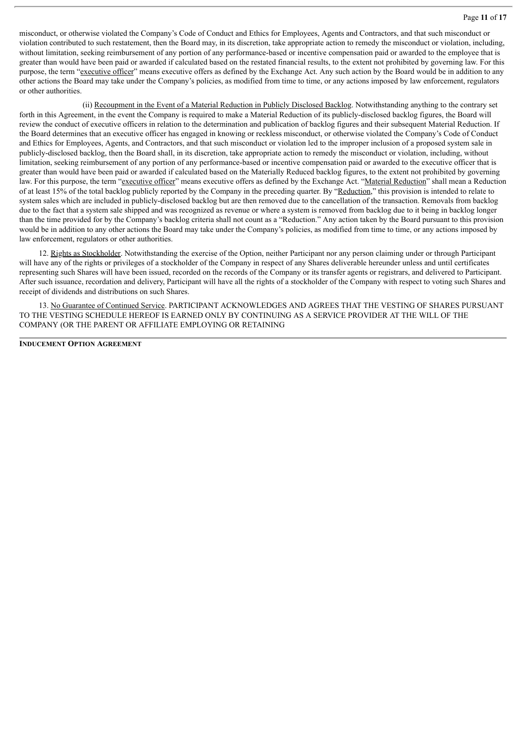misconduct, or otherwise violated the Company's Code of Conduct and Ethics for Employees, Agents and Contractors, and that such misconduct or violation contributed to such restatement, then the Board may, in its discretion, take appropriate action to remedy the misconduct or violation, including, without limitation, seeking reimbursement of any portion of any performance-based or incentive compensation paid or awarded to the employee that is greater than would have been paid or awarded if calculated based on the restated financial results, to the extent not prohibited by governing law. For this purpose, the term "executive officer" means executive offers as defined by the Exchange Act. Any such action by the Board would be in addition to any other actions the Board may take under the Company's policies, as modified from time to time, or any actions imposed by law enforcement, regulators or other authorities.

(ii) Recoupment in the Event of a Material Reduction in Publicly Disclosed Backlog. Notwithstanding anything to the contrary set forth in this Agreement, in the event the Company is required to make a Material Reduction of its publicly-disclosed backlog figures, the Board will review the conduct of executive officers in relation to the determination and publication of backlog figures and their subsequent Material Reduction. If the Board determines that an executive officer has engaged in knowing or reckless misconduct, or otherwise violated the Company's Code of Conduct and Ethics for Employees, Agents, and Contractors, and that such misconduct or violation led to the improper inclusion of a proposed system sale in publicly-disclosed backlog, then the Board shall, in its discretion, take appropriate action to remedy the misconduct or violation, including, without limitation, seeking reimbursement of any portion of any performance-based or incentive compensation paid or awarded to the executive officer that is greater than would have been paid or awarded if calculated based on the Materially Reduced backlog figures, to the extent not prohibited by governing law. For this purpose, the term "executive officer" means executive offers as defined by the Exchange Act. "Material Reduction" shall mean a Reduction of at least 15% of the total backlog publicly reported by the Company in the preceding quarter. By "Reduction," this provision is intended to relate to system sales which are included in publicly-disclosed backlog but are then removed due to the cancellation of the transaction. Removals from backlog due to the fact that a system sale shipped and was recognized as revenue or where a system is removed from backlog due to it being in backlog longer than the time provided for by the Company's backlog criteria shall not count as a "Reduction." Any action taken by the Board pursuant to this provision would be in addition to any other actions the Board may take under the Company's policies, as modified from time to time, or any actions imposed by law enforcement, regulators or other authorities.

12. Rights as Stockholder. Notwithstanding the exercise of the Option, neither Participant nor any person claiming under or through Participant will have any of the rights or privileges of a stockholder of the Company in respect of any Shares deliverable hereunder unless and until certificates representing such Shares will have been issued, recorded on the records of the Company or its transfer agents or registrars, and delivered to Participant. After such issuance, recordation and delivery, Participant will have all the rights of a stockholder of the Company with respect to voting such Shares and receipt of dividends and distributions on such Shares.

13. No Guarantee of Continued Service. PARTICIPANT ACKNOWLEDGES AND AGREES THAT THE VESTING OF SHARES PURSUANT TO THE VESTING SCHEDULE HEREOF IS EARNED ONLY BY CONTINUING AS A SERVICE PROVIDER AT THE WILL OF THE COMPANY (OR THE PARENT OR AFFILIATE EMPLOYING OR RETAINING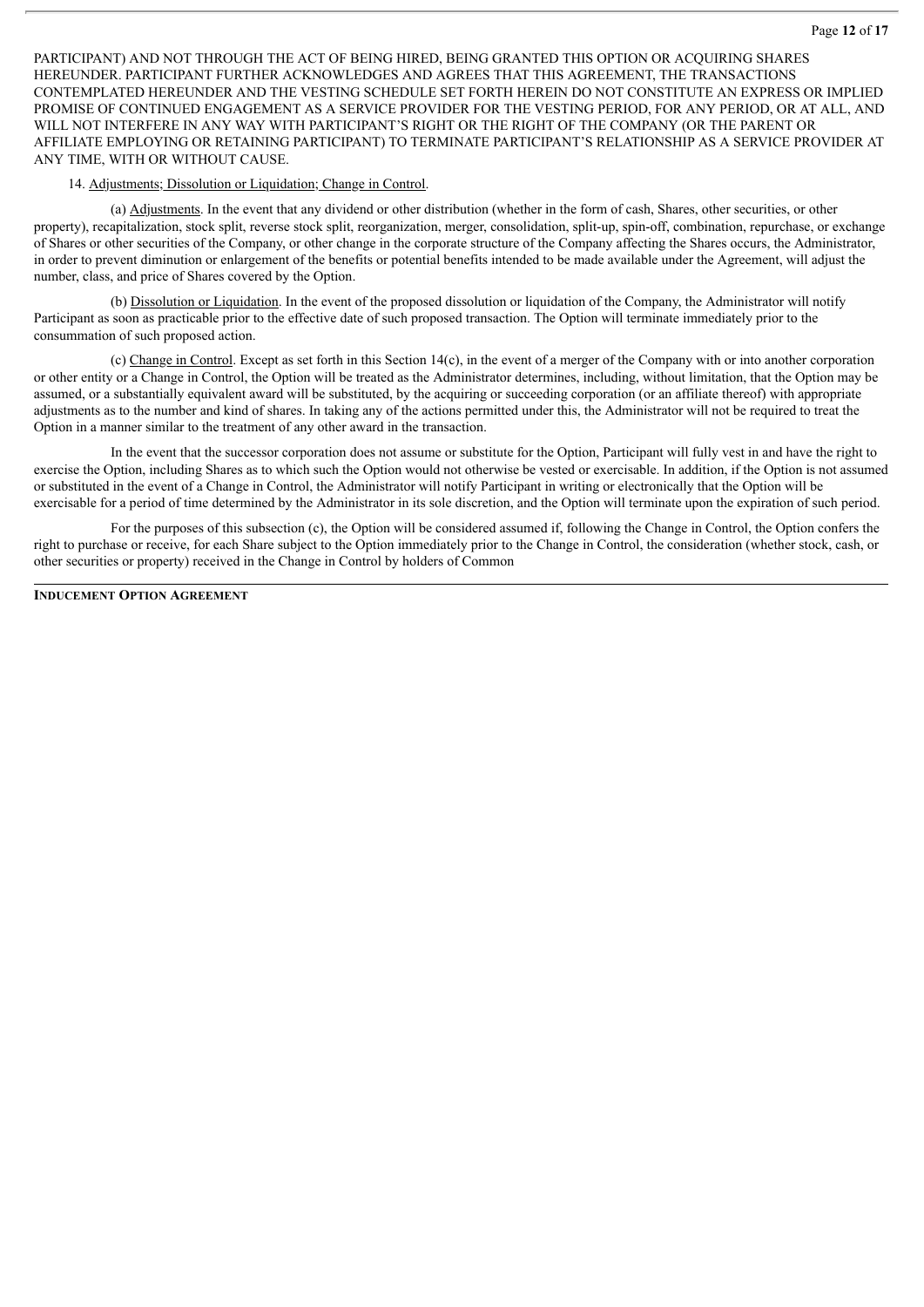PARTICIPANT) AND NOT THROUGH THE ACT OF BEING HIRED, BEING GRANTED THIS OPTION OR ACQUIRING SHARES HEREUNDER. PARTICIPANT FURTHER ACKNOWLEDGES AND AGREES THAT THIS AGREEMENT, THE TRANSACTIONS CONTEMPLATED HEREUNDER AND THE VESTING SCHEDULE SET FORTH HEREIN DO NOT CONSTITUTE AN EXPRESS OR IMPLIED PROMISE OF CONTINUED ENGAGEMENT AS A SERVICE PROVIDER FOR THE VESTING PERIOD, FOR ANY PERIOD, OR AT ALL, AND WILL NOT INTERFERE IN ANY WAY WITH PARTICIPANT'S RIGHT OR THE RIGHT OF THE COMPANY (OR THE PARENT OR AFFILIATE EMPLOYING OR RETAINING PARTICIPANT) TO TERMINATE PARTICIPANT'S RELATIONSHIP AS A SERVICE PROVIDER AT ANY TIME, WITH OR WITHOUT CAUSE.

14. Adjustments; Dissolution or Liquidation; Change in Control.

(a) Adjustments. In the event that any dividend or other distribution (whether in the form of cash, Shares, other securities, or other property), recapitalization, stock split, reverse stock split, reorganization, merger, consolidation, split-up, spin-off, combination, repurchase, or exchange of Shares or other securities of the Company, or other change in the corporate structure of the Company affecting the Shares occurs, the Administrator, in order to prevent diminution or enlargement of the benefits or potential benefits intended to be made available under the Agreement, will adjust the number, class, and price of Shares covered by the Option.

(b) Dissolution or Liquidation. In the event of the proposed dissolution or liquidation of the Company, the Administrator will notify Participant as soon as practicable prior to the effective date of such proposed transaction. The Option will terminate immediately prior to the consummation of such proposed action.

(c) Change in Control. Except as set forth in this Section 14(c), in the event of a merger of the Company with or into another corporation or other entity or a Change in Control, the Option will be treated as the Administrator determines, including, without limitation, that the Option may be assumed, or a substantially equivalent award will be substituted, by the acquiring or succeeding corporation (or an affiliate thereof) with appropriate adjustments as to the number and kind of shares. In taking any of the actions permitted under this, the Administrator will not be required to treat the Option in a manner similar to the treatment of any other award in the transaction.

In the event that the successor corporation does not assume or substitute for the Option, Participant will fully vest in and have the right to exercise the Option, including Shares as to which such the Option would not otherwise be vested or exercisable. In addition, if the Option is not assumed or substituted in the event of a Change in Control, the Administrator will notify Participant in writing or electronically that the Option will be exercisable for a period of time determined by the Administrator in its sole discretion, and the Option will terminate upon the expiration of such period.

For the purposes of this subsection (c), the Option will be considered assumed if, following the Change in Control, the Option confers the right to purchase or receive, for each Share subject to the Option immediately prior to the Change in Control, the consideration (whether stock, cash, or other securities or property) received in the Change in Control by holders of Common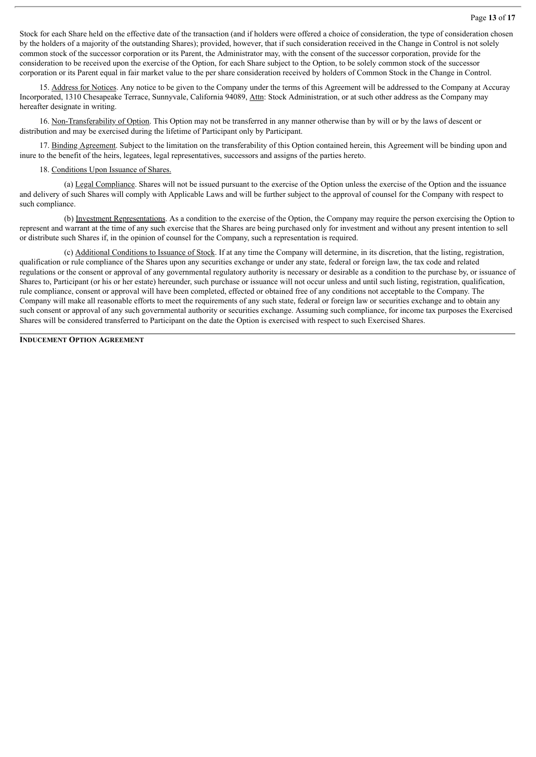Stock for each Share held on the effective date of the transaction (and if holders were offered a choice of consideration, the type of consideration chosen by the holders of a majority of the outstanding Shares); provided, however, that if such consideration received in the Change in Control is not solely common stock of the successor corporation or its Parent, the Administrator may, with the consent of the successor corporation, provide for the consideration to be received upon the exercise of the Option, for each Share subject to the Option, to be solely common stock of the successor corporation or its Parent equal in fair market value to the per share consideration received by holders of Common Stock in the Change in Control.

15. Address for Notices. Any notice to be given to the Company under the terms of this Agreement will be addressed to the Company at Accuray Incorporated, 1310 Chesapeake Terrace, Sunnyvale, California 94089, Attn: Stock Administration, or at such other address as the Company may hereafter designate in writing.

16. Non-Transferability of Option. This Option may not be transferred in any manner otherwise than by will or by the laws of descent or distribution and may be exercised during the lifetime of Participant only by Participant.

17. Binding Agreement. Subject to the limitation on the transferability of this Option contained herein, this Agreement will be binding upon and inure to the benefit of the heirs, legatees, legal representatives, successors and assigns of the parties hereto.

18. Conditions Upon Issuance of Shares.

(a) Legal Compliance. Shares will not be issued pursuant to the exercise of the Option unless the exercise of the Option and the issuance and delivery of such Shares will comply with Applicable Laws and will be further subject to the approval of counsel for the Company with respect to such compliance.

(b) Investment Representations. As a condition to the exercise of the Option, the Company may require the person exercising the Option to represent and warrant at the time of any such exercise that the Shares are being purchased only for investment and without any present intention to sell or distribute such Shares if, in the opinion of counsel for the Company, such a representation is required.

(c) Additional Conditions to Issuance of Stock. If at any time the Company will determine, in its discretion, that the listing, registration, qualification or rule compliance of the Shares upon any securities exchange or under any state, federal or foreign law, the tax code and related regulations or the consent or approval of any governmental regulatory authority is necessary or desirable as a condition to the purchase by, or issuance of Shares to, Participant (or his or her estate) hereunder, such purchase or issuance will not occur unless and until such listing, registration, qualification, rule compliance, consent or approval will have been completed, effected or obtained free of any conditions not acceptable to the Company. The Company will make all reasonable efforts to meet the requirements of any such state, federal or foreign law or securities exchange and to obtain any such consent or approval of any such governmental authority or securities exchange. Assuming such compliance, for income tax purposes the Exercised Shares will be considered transferred to Participant on the date the Option is exercised with respect to such Exercised Shares.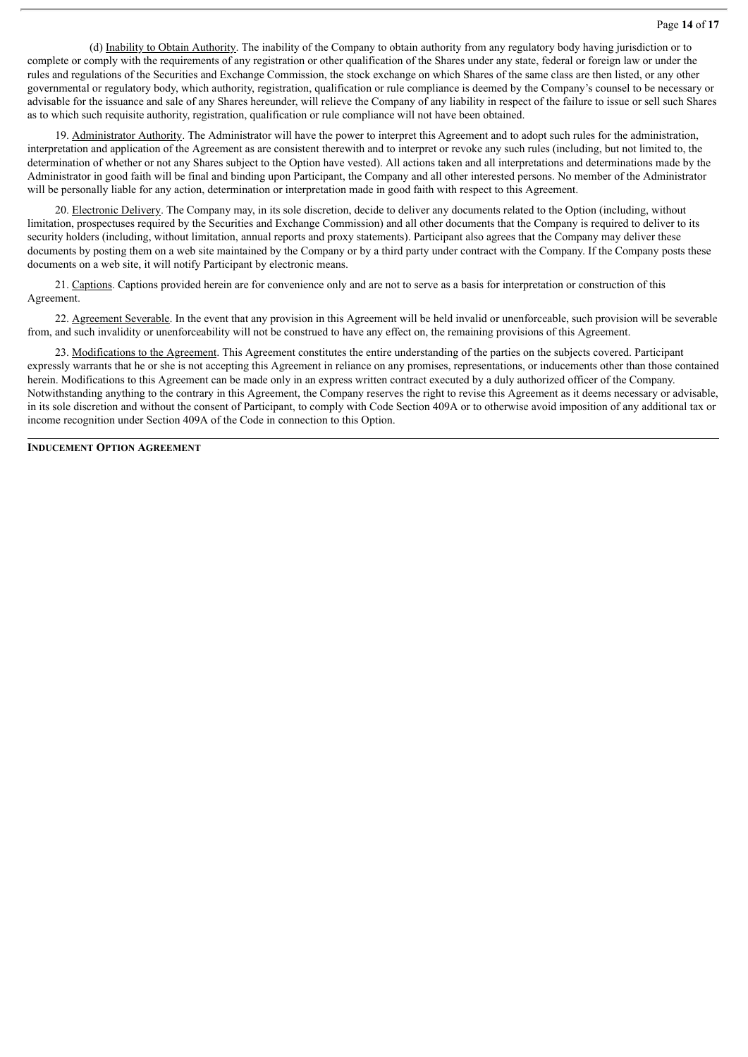(d) Inability to Obtain Authority. The inability of the Company to obtain authority from any regulatory body having jurisdiction or to complete or comply with the requirements of any registration or other qualification of the Shares under any state, federal or foreign law or under the rules and regulations of the Securities and Exchange Commission, the stock exchange on which Shares of the same class are then listed, or any other governmental or regulatory body, which authority, registration, qualification or rule compliance is deemed by the Company's counsel to be necessary or advisable for the issuance and sale of any Shares hereunder, will relieve the Company of any liability in respect of the failure to issue or sell such Shares as to which such requisite authority, registration, qualification or rule compliance will not have been obtained.

19. Administrator Authority. The Administrator will have the power to interpret this Agreement and to adopt such rules for the administration, interpretation and application of the Agreement as are consistent therewith and to interpret or revoke any such rules (including, but not limited to, the determination of whether or not any Shares subject to the Option have vested). All actions taken and all interpretations and determinations made by the Administrator in good faith will be final and binding upon Participant, the Company and all other interested persons. No member of the Administrator will be personally liable for any action, determination or interpretation made in good faith with respect to this Agreement.

20. Electronic Delivery. The Company may, in its sole discretion, decide to deliver any documents related to the Option (including, without limitation, prospectuses required by the Securities and Exchange Commission) and all other documents that the Company is required to deliver to its security holders (including, without limitation, annual reports and proxy statements). Participant also agrees that the Company may deliver these documents by posting them on a web site maintained by the Company or by a third party under contract with the Company. If the Company posts these documents on a web site, it will notify Participant by electronic means.

21. Captions. Captions provided herein are for convenience only and are not to serve as a basis for interpretation or construction of this Agreement.

22. Agreement Severable. In the event that any provision in this Agreement will be held invalid or unenforceable, such provision will be severable from, and such invalidity or unenforceability will not be construed to have any effect on, the remaining provisions of this Agreement.

23. Modifications to the Agreement. This Agreement constitutes the entire understanding of the parties on the subjects covered. Participant expressly warrants that he or she is not accepting this Agreement in reliance on any promises, representations, or inducements other than those contained herein. Modifications to this Agreement can be made only in an express written contract executed by a duly authorized officer of the Company. Notwithstanding anything to the contrary in this Agreement, the Company reserves the right to revise this Agreement as it deems necessary or advisable, in its sole discretion and without the consent of Participant, to comply with Code Section 409A or to otherwise avoid imposition of any additional tax or income recognition under Section 409A of the Code in connection to this Option.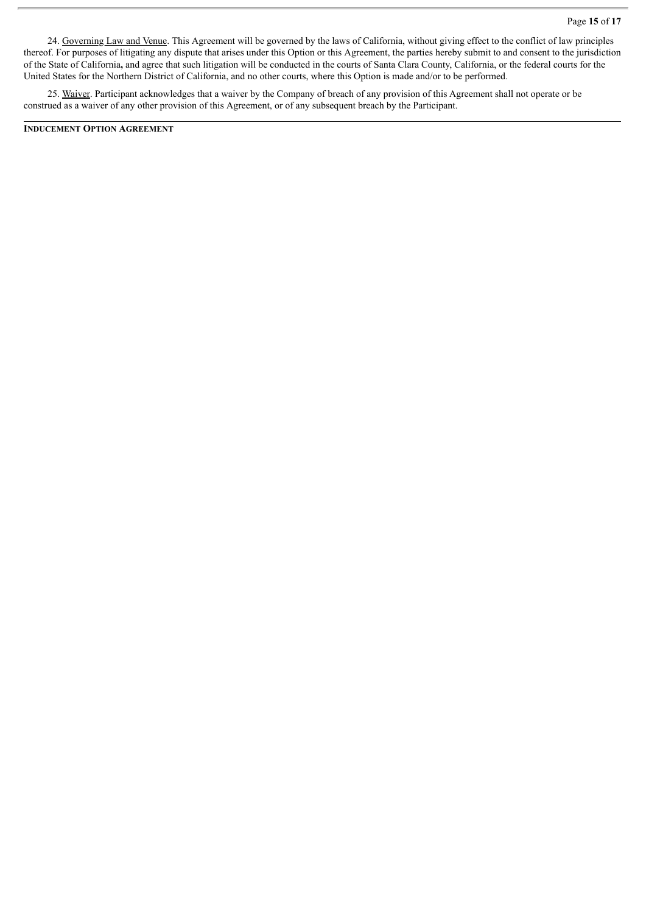24. Governing Law and Venue. This Agreement will be governed by the laws of California, without giving effect to the conflict of law principles thereof. For purposes of litigating any dispute that arises under this Option or this Agreement, the parties hereby submit to and consent to the jurisdiction of the State of California**,** and agree that such litigation will be conducted in the courts of Santa Clara County, California, or the federal courts for the United States for the Northern District of California, and no other courts, where this Option is made and/or to be performed.

25. Waiver. Participant acknowledges that a waiver by the Company of breach of any provision of this Agreement shall not operate or be construed as a waiver of any other provision of this Agreement, or of any subsequent breach by the Participant.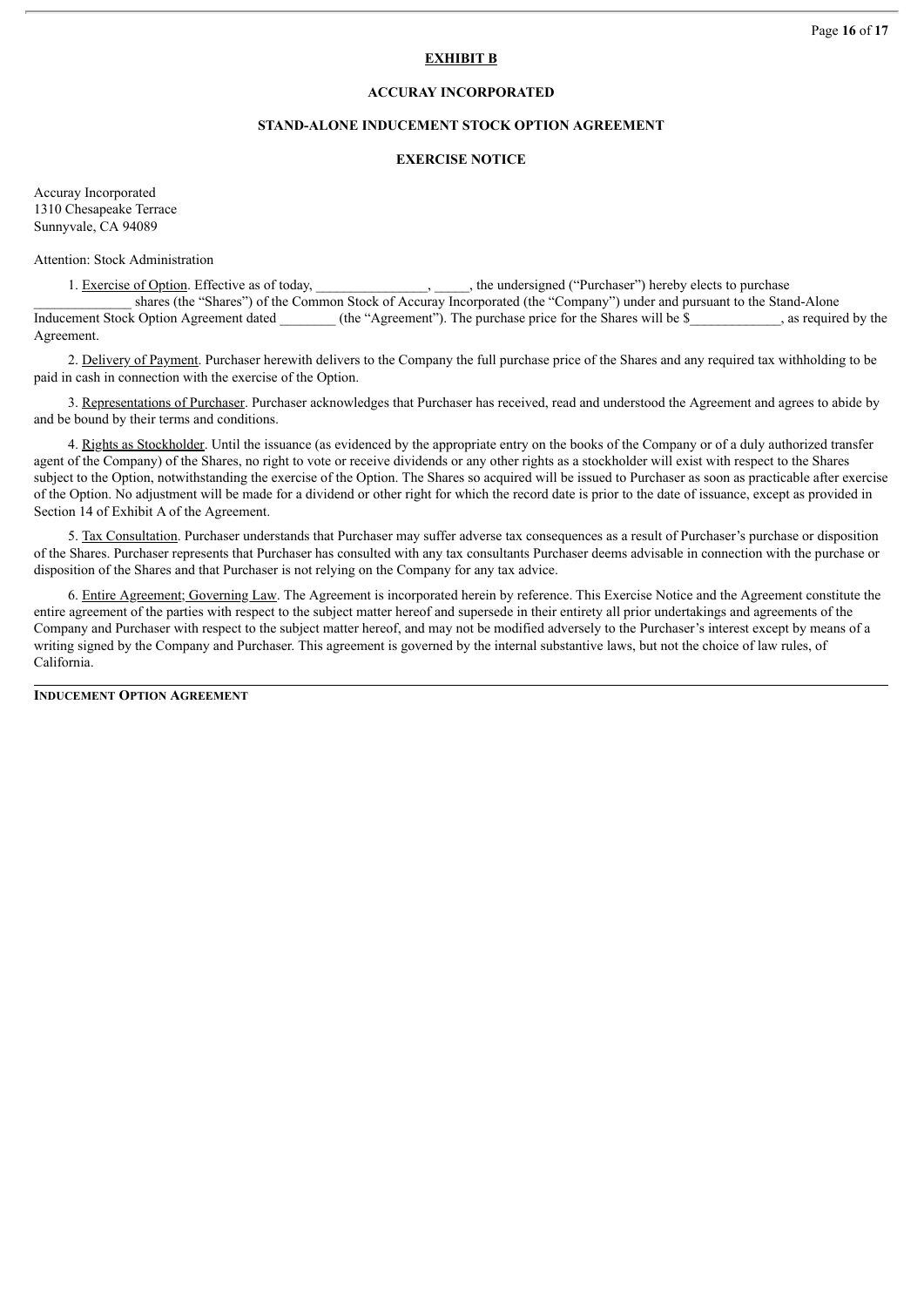**EXHIBIT B**

**ACCURAY INCORPORATED**

**STAND-ALONE INDUCEMENT STOCK OPTION AGREEMENT**

**EXERCISE NOTICE**

Accuray Incorporated
1310 Chesapeake Terrace
Sunnyvale, CA 94089

Attention: Stock Administration

1. Exercise of Option. Effective as of today, _______________, _____, the undersigned ("Purchaser") hereby elects to purchase _____________ shares (the "Shares") of the Common Stock of Accuray Incorporated (the "Company") under and pursuant to the Stand-Alone Inducement Stock Option Agreement dated ________ (the "Agreement"). The purchase price for the Shares will be $_____________, as required by the Agreement.

2. Delivery of Payment. Purchaser herewith delivers to the Company the full purchase price of the Shares and any required tax withholding to be paid in cash in connection with the exercise of the Option.

3. Representations of Purchaser. Purchaser acknowledges that Purchaser has received, read and understood the Agreement and agrees to abide by and be bound by their terms and conditions.

4. Rights as Stockholder. Until the issuance (as evidenced by the appropriate entry on the books of the Company or of a duly authorized transfer agent of the Company) of the Shares, no right to vote or receive dividends or any other rights as a stockholder will exist with respect to the Shares subject to the Option, notwithstanding the exercise of the Option. The Shares so acquired will be issued to Purchaser as soon as practicable after exercise of the Option. No adjustment will be made for a dividend or other right for which the record date is prior to the date of issuance, except as provided in Section 14 of Exhibit A of the Agreement.

5. Tax Consultation. Purchaser understands that Purchaser may suffer adverse tax consequences as a result of Purchaser's purchase or disposition of the Shares. Purchaser represents that Purchaser has consulted with any tax consultants Purchaser deems advisable in connection with the purchase or disposition of the Shares and that Purchaser is not relying on the Company for any tax advice.

6. Entire Agreement; Governing Law. The Agreement is incorporated herein by reference. This Exercise Notice and the Agreement constitute the entire agreement of the parties with respect to the subject matter hereof and supersede in their entirety all prior undertakings and agreements of the Company and Purchaser with respect to the subject matter hereof, and may not be modified adversely to the Purchaser's interest except by means of a writing signed by the Company and Purchaser. This agreement is governed by the internal substantive laws, but not the choice of law rules, of California.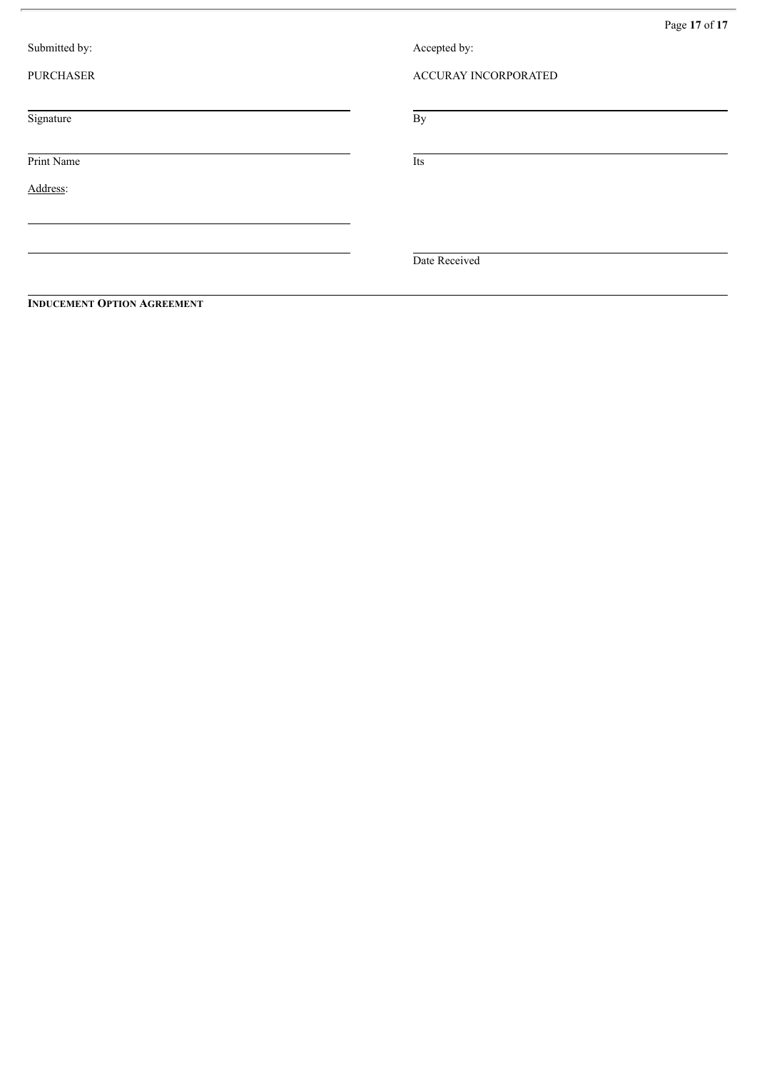| Submitted by: | Accepted by: |
|---|---|
| PURCHASER | ACCURAY INCORPORATED |
| ______________________________ | ______________________________ |
| Signature | By |
| ______________________________ | ______________________________ |
| Print Name | Its |
| Address: | |
| ______________________________ | |
| ______________________________ | ______________________________ |
| | Date Received |

**INDUCEMENT OPTION AGREEMENT**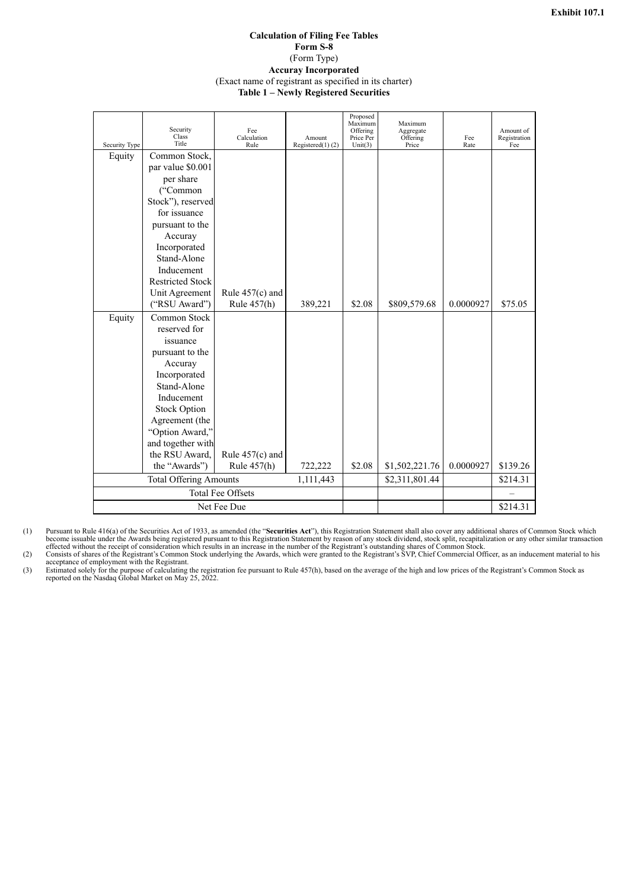**Exhibit 107.1**

**Calculation of Filing Fee Tables**
**Form S-8**
(Form Type)
**Accuray Incorporated**
(Exact name of registrant as specified in its charter)
**Table 1 – Newly Registered Securities**

| Security Type | Security Class Title | Fee Calculation Rule | Amount Registered(1) (2) | Proposed Maximum Offering Price Per Unit(3) | Maximum Aggregate Offering Price | Fee Rate | Amount of Registration Fee |
|---|---|---|---|---|---|---|---|
| Equity | Common Stock, par value $0.001 per share ("Common Stock"), reserved for issuance pursuant to the Accuray Incorporated Stand-Alone Inducement Restricted Stock Unit Agreement ("RSU Award") | Rule 457(c) and Rule 457(h) | 389,221 | $2.08 | $809,579.68 | 0.0000927 | $75.05 |
| Equity | Common Stock reserved for issuance pursuant to the Accuray Incorporated Stand-Alone Inducement Stock Option Agreement (the "Option Award," and together with the RSU Award, the "Awards") | Rule 457(c) and Rule 457(h) | 722,222 | $2.08 | $1,502,221.76 | 0.0000927 | $139.26 |
| Total Offering Amounts | | | 1,111,443 | | $2,311,801.44 | | $214.31 |
| Total Fee Offsets | | | | | | | – |
| Net Fee Due | | | | | | | $214.31 |

(1) Pursuant to Rule 416(a) of the Securities Act of 1933, as amended (the "**Securities Act**"), this Registration Statement shall also cover any additional shares of Common Stock which become issuable under the Awards being registered pursuant to this Registration Statement by reason of any stock dividend, stock split, recapitalization or any other similar transaction effected without the receipt of consideration which results in an increase in the number of the Registrant's outstanding shares of Common Stock.

(2) Consists of shares of the Registrant's Common Stock underlying the Awards, which were granted to the Registrant's SVP, Chief Commercial Officer, as an inducement material to his acceptance of employment with the Registrant.

(3) Estimated solely for the purpose of calculating the registration fee pursuant to Rule 457(h), based on the average of the high and low prices of the Registrant's Common Stock as reported on the Nasdaq Global Market on May 25, 2022.